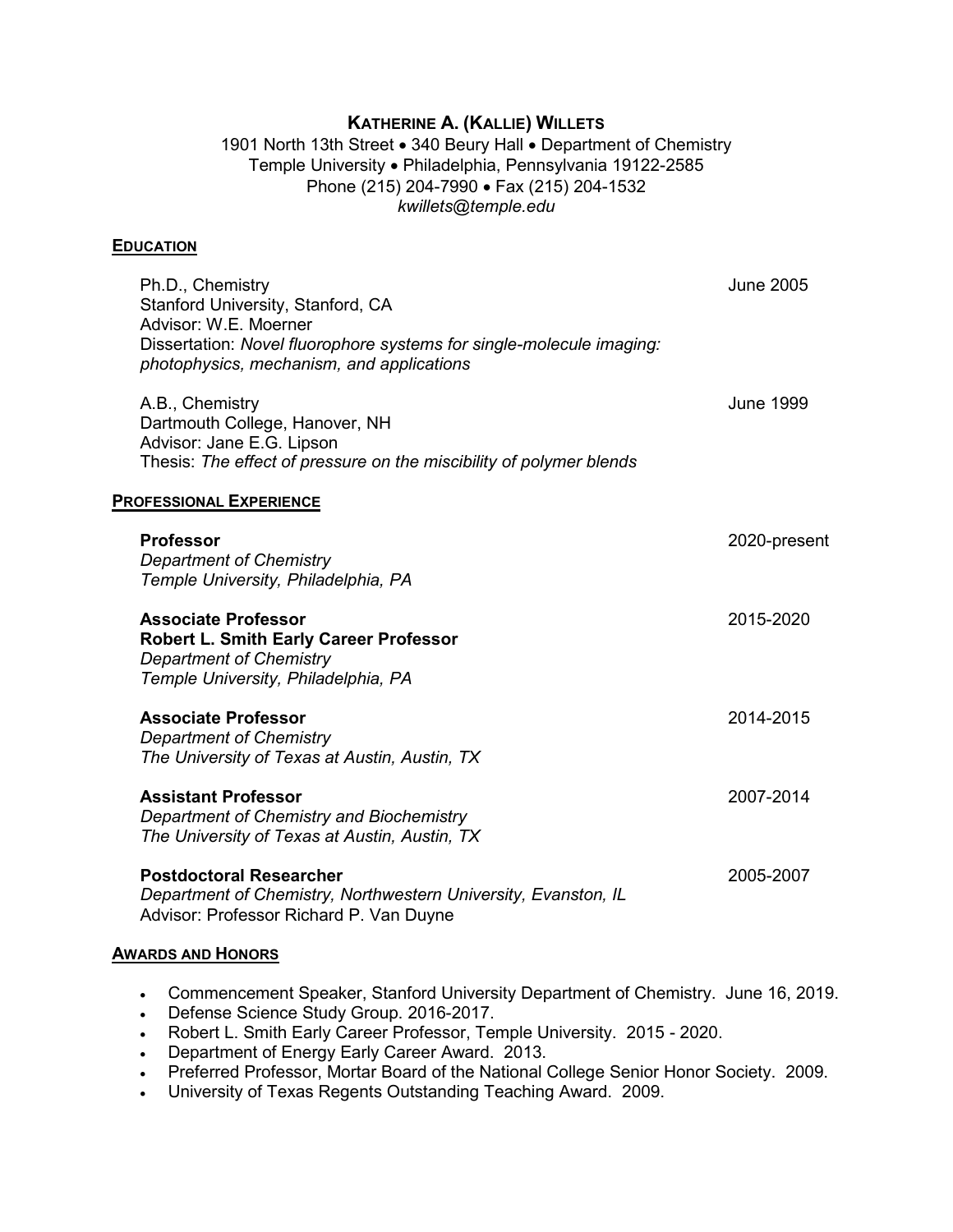# Katherine A. (Kallie) Willets

1901 North 13th Street • 340 Beury Hall • Department of Chemistry
Temple University • Philadelphia, Pennsylvania 19122-2585
Phone (215) 204-7990 • Fax (215) 204-1532
*kwillets@temple.edu*

## Education

Ph.D., Chemistry — June 2005
Stanford University, Stanford, CA
Advisor: W.E. Moerner
Dissertation: *Novel fluorophore systems for single-molecule imaging: photophysics, mechanism, and applications*

A.B., Chemistry — June 1999
Dartmouth College, Hanover, NH
Advisor: Jane E.G. Lipson
Thesis: *The effect of pressure on the miscibility of polymer blends*

## Professional Experience

**Professor** — 2020-present
*Department of Chemistry*
*Temple University, Philadelphia, PA*

**Associate Professor** — 2015-2020
**Robert L. Smith Early Career Professor**
*Department of Chemistry*
*Temple University, Philadelphia, PA*

**Associate Professor** — 2014-2015
*Department of Chemistry*
*The University of Texas at Austin, Austin, TX*

**Assistant Professor** — 2007-2014
*Department of Chemistry and Biochemistry*
*The University of Texas at Austin, Austin, TX*

**Postdoctoral Researcher** — 2005-2007
*Department of Chemistry, Northwestern University, Evanston, IL*
Advisor: Professor Richard P. Van Duyne

## Awards and Honors

- Commencement Speaker, Stanford University Department of Chemistry. June 16, 2019.
- Defense Science Study Group. 2016-2017.
- Robert L. Smith Early Career Professor, Temple University. 2015 - 2020.
- Department of Energy Early Career Award. 2013.
- Preferred Professor, Mortar Board of the National College Senior Honor Society. 2009.
- University of Texas Regents Outstanding Teaching Award. 2009.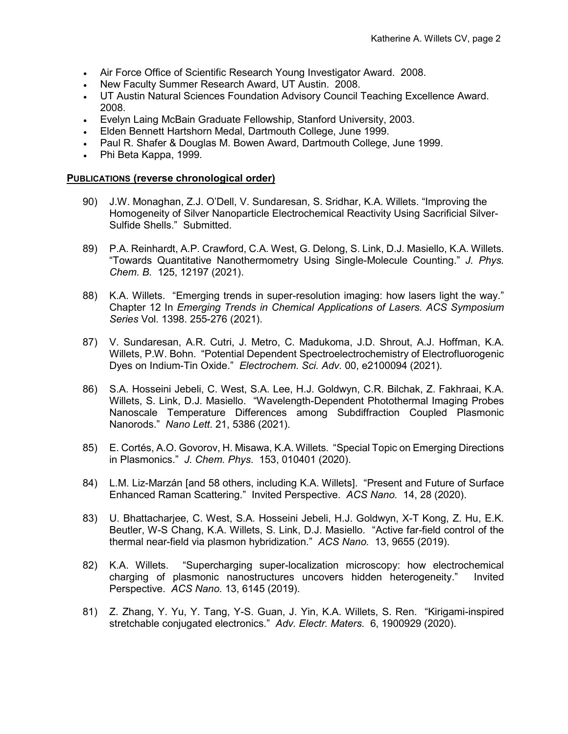- Air Force Office of Scientific Research Young Investigator Award. 2008.
- New Faculty Summer Research Award, UT Austin. 2008.
- UT Austin Natural Sciences Foundation Advisory Council Teaching Excellence Award. 2008.
- Evelyn Laing McBain Graduate Fellowship, Stanford University, 2003.
- Elden Bennett Hartshorn Medal, Dartmouth College, June 1999.
- Paul R. Shafer & Douglas M. Bowen Award, Dartmouth College, June 1999.
- Phi Beta Kappa, 1999.

## PUBLICATIONS (reverse chronological order)

90) J.W. Monaghan, Z.J. O'Dell, V. Sundaresan, S. Sridhar, K.A. Willets. "Improving the Homogeneity of Silver Nanoparticle Electrochemical Reactivity Using Sacrificial Silver-Sulfide Shells." Submitted.

89) P.A. Reinhardt, A.P. Crawford, C.A. West, G. Delong, S. Link, D.J. Masiello, K.A. Willets. "Towards Quantitative Nanothermometry Using Single-Molecule Counting." *J. Phys. Chem. B.* 125, 12197 (2021).

88) K.A. Willets. "Emerging trends in super-resolution imaging: how lasers light the way." Chapter 12 In *Emerging Trends in Chemical Applications of Lasers. ACS Symposium Series* Vol. 1398. 255-276 (2021).

87) V. Sundaresan, A.R. Cutri, J. Metro, C. Madukoma, J.D. Shrout, A.J. Hoffman, K.A. Willets, P.W. Bohn. "Potential Dependent Spectroelectrochemistry of Electrofluorogenic Dyes on Indium-Tin Oxide." *Electrochem. Sci. Adv*. 00, e2100094 (2021).

86) S.A. Hosseini Jebeli, C. West, S.A. Lee, H.J. Goldwyn, C.R. Bilchak, Z. Fakhraai, K.A. Willets, S. Link, D.J. Masiello. "Wavelength-Dependent Photothermal Imaging Probes Nanoscale Temperature Differences among Subdiffraction Coupled Plasmonic Nanorods." *Nano Lett*. 21, 5386 (2021).

85) E. Cortés, A.O. Govorov, H. Misawa, K.A. Willets. "Special Topic on Emerging Directions in Plasmonics." *J. Chem. Phys*. 153, 010401 (2020).

84) L.M. Liz-Marzán [and 58 others, including K.A. Willets]. "Present and Future of Surface Enhanced Raman Scattering." Invited Perspective. *ACS Nano.* 14, 28 (2020).

83) U. Bhattacharjee, C. West, S.A. Hosseini Jebeli, H.J. Goldwyn, X-T Kong, Z. Hu, E.K. Beutler, W-S Chang, K.A. Willets, S. Link, D.J. Masiello. "Active far-field control of the thermal near-field via plasmon hybridization." *ACS Nano.* 13, 9655 (2019).

82) K.A. Willets. "Supercharging super-localization microscopy: how electrochemical charging of plasmonic nanostructures uncovers hidden heterogeneity." Invited Perspective. *ACS Nano.* 13, 6145 (2019).

81) Z. Zhang, Y. Yu, Y. Tang, Y-S. Guan, J. Yin, K.A. Willets, S. Ren. "Kirigami-inspired stretchable conjugated electronics." *Adv. Electr. Maters.* 6, 1900929 (2020).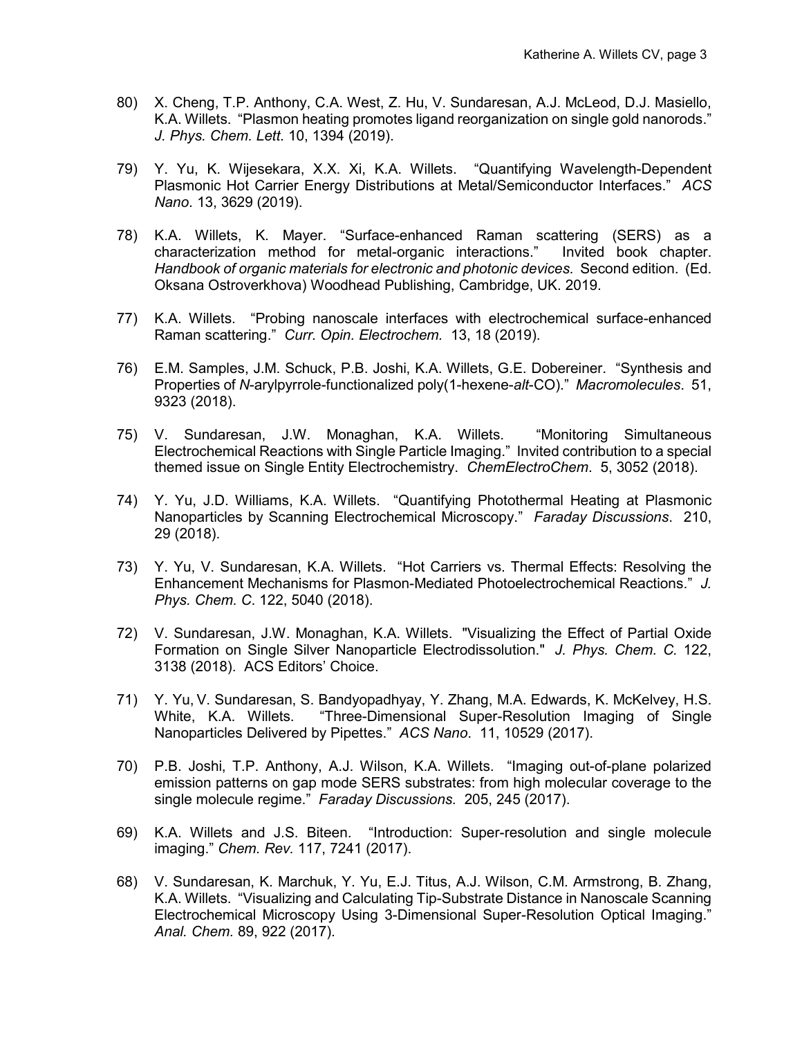80) X. Cheng, T.P. Anthony, C.A. West, Z. Hu, V. Sundaresan, A.J. McLeod, D.J. Masiello, K.A. Willets. "Plasmon heating promotes ligand reorganization on single gold nanorods." *J. Phys. Chem. Lett.* 10, 1394 (2019).

79) Y. Yu, K. Wijesekara, X.X. Xi, K.A. Willets. "Quantifying Wavelength-Dependent Plasmonic Hot Carrier Energy Distributions at Metal/Semiconductor Interfaces." *ACS Nano*. 13, 3629 (2019).

78) K.A. Willets, K. Mayer. "Surface-enhanced Raman scattering (SERS) as a characterization method for metal-organic interactions." Invited book chapter. *Handbook of organic materials for electronic and photonic devices.* Second edition. (Ed. Oksana Ostroverkhova) Woodhead Publishing, Cambridge, UK. 2019.

77) K.A. Willets. "Probing nanoscale interfaces with electrochemical surface-enhanced Raman scattering." *Curr. Opin. Electrochem.* 13, 18 (2019).

76) E.M. Samples, J.M. Schuck, P.B. Joshi, K.A. Willets, G.E. Dobereiner. "Synthesis and Properties of *N*-arylpyrrole-functionalized poly(1-hexene-*alt*-CO)." *Macromolecules*. 51, 9323 (2018).

75) V. Sundaresan, J.W. Monaghan, K.A. Willets. "Monitoring Simultaneous Electrochemical Reactions with Single Particle Imaging." Invited contribution to a special themed issue on Single Entity Electrochemistry. *ChemElectroChem*. 5, 3052 (2018).

74) Y. Yu, J.D. Williams, K.A. Willets. "Quantifying Photothermal Heating at Plasmonic Nanoparticles by Scanning Electrochemical Microscopy." *Faraday Discussions*. 210, 29 (2018).

73) Y. Yu, V. Sundaresan, K.A. Willets. "Hot Carriers vs. Thermal Effects: Resolving the Enhancement Mechanisms for Plasmon-Mediated Photoelectrochemical Reactions." *J. Phys. Chem. C*. 122, 5040 (2018).

72) V. Sundaresan, J.W. Monaghan, K.A. Willets. "Visualizing the Effect of Partial Oxide Formation on Single Silver Nanoparticle Electrodissolution." *J. Phys. Chem. C.* 122, 3138 (2018). ACS Editors' Choice.

71) Y. Yu, V. Sundaresan, S. Bandyopadhyay, Y. Zhang, M.A. Edwards, K. McKelvey, H.S. White, K.A. Willets. "Three-Dimensional Super-Resolution Imaging of Single Nanoparticles Delivered by Pipettes." *ACS Nano*. 11, 10529 (2017).

70) P.B. Joshi, T.P. Anthony, A.J. Wilson, K.A. Willets. "Imaging out-of-plane polarized emission patterns on gap mode SERS substrates: from high molecular coverage to the single molecule regime." *Faraday Discussions.* 205, 245 (2017).

69) K.A. Willets and J.S. Biteen. "Introduction: Super-resolution and single molecule imaging." *Chem. Rev.* 117, 7241 (2017).

68) V. Sundaresan, K. Marchuk, Y. Yu, E.J. Titus, A.J. Wilson, C.M. Armstrong, B. Zhang, K.A. Willets. "Visualizing and Calculating Tip-Substrate Distance in Nanoscale Scanning Electrochemical Microscopy Using 3-Dimensional Super-Resolution Optical Imaging." *Anal. Chem.* 89, 922 (2017).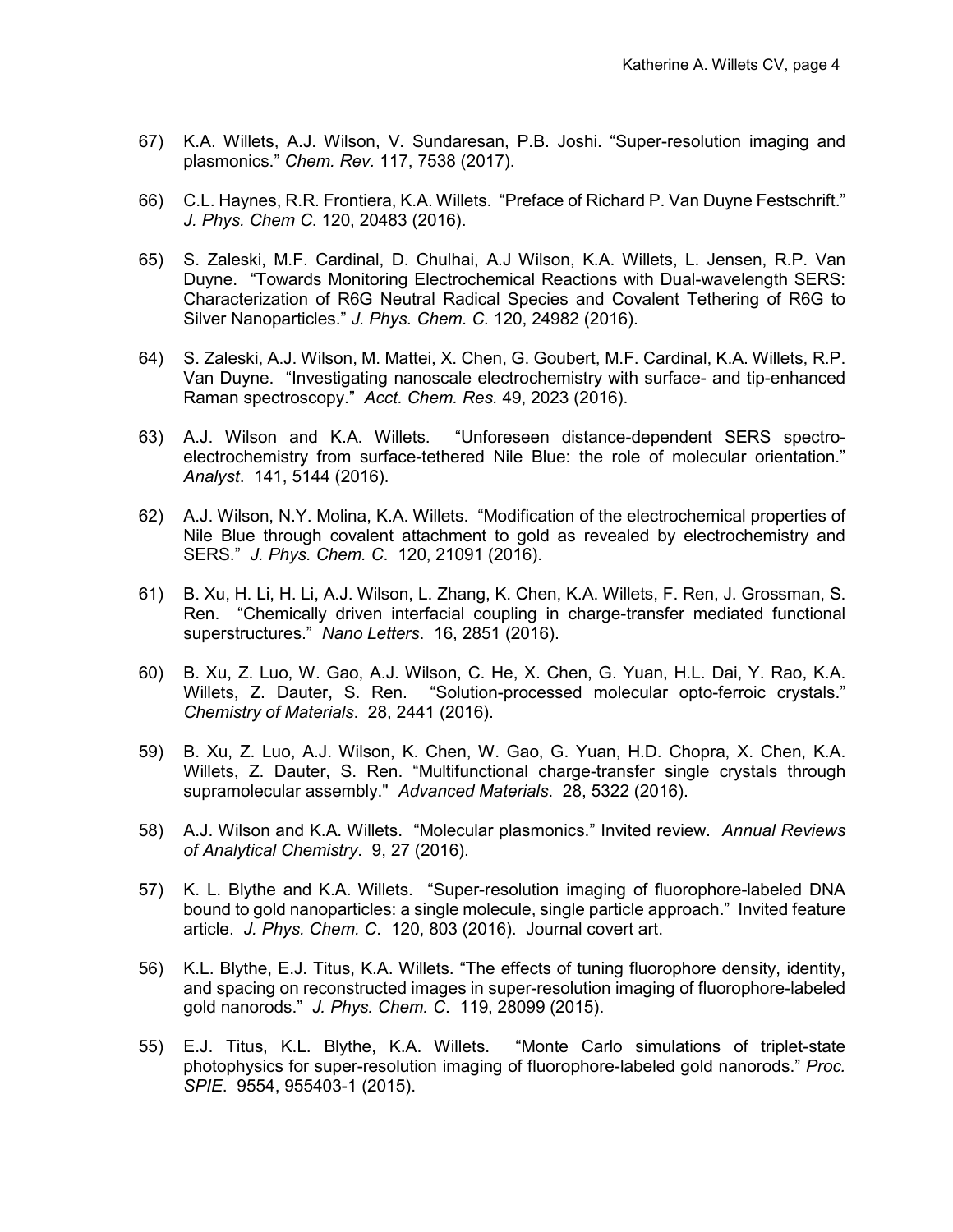67) K.A. Willets, A.J. Wilson, V. Sundaresan, P.B. Joshi. "Super-resolution imaging and plasmonics." *Chem. Rev.* 117, 7538 (2017).

66) C.L. Haynes, R.R. Frontiera, K.A. Willets. "Preface of Richard P. Van Duyne Festschrift." *J. Phys. Chem C.* 120, 20483 (2016).

65) S. Zaleski, M.F. Cardinal, D. Chulhai, A.J Wilson, K.A. Willets, L. Jensen, R.P. Van Duyne. "Towards Monitoring Electrochemical Reactions with Dual-wavelength SERS: Characterization of R6G Neutral Radical Species and Covalent Tethering of R6G to Silver Nanoparticles." *J. Phys. Chem. C.* 120, 24982 (2016).

64) S. Zaleski, A.J. Wilson, M. Mattei, X. Chen, G. Goubert, M.F. Cardinal, K.A. Willets, R.P. Van Duyne. "Investigating nanoscale electrochemistry with surface- and tip-enhanced Raman spectroscopy." *Acct. Chem. Res.* 49, 2023 (2016).

63) A.J. Wilson and K.A. Willets. "Unforeseen distance-dependent SERS spectro-electrochemistry from surface-tethered Nile Blue: the role of molecular orientation." *Analyst*. 141, 5144 (2016).

62) A.J. Wilson, N.Y. Molina, K.A. Willets. "Modification of the electrochemical properties of Nile Blue through covalent attachment to gold as revealed by electrochemistry and SERS." *J. Phys. Chem. C*. 120, 21091 (2016).

61) B. Xu, H. Li, H. Li, A.J. Wilson, L. Zhang, K. Chen, K.A. Willets, F. Ren, J. Grossman, S. Ren. "Chemically driven interfacial coupling in charge-transfer mediated functional superstructures." *Nano Letters*. 16, 2851 (2016).

60) B. Xu, Z. Luo, W. Gao, A.J. Wilson, C. He, X. Chen, G. Yuan, H.L. Dai, Y. Rao, K.A. Willets, Z. Dauter, S. Ren. "Solution-processed molecular opto-ferroic crystals." *Chemistry of Materials*. 28, 2441 (2016).

59) B. Xu, Z. Luo, A.J. Wilson, K. Chen, W. Gao, G. Yuan, H.D. Chopra, X. Chen, K.A. Willets, Z. Dauter, S. Ren. "Multifunctional charge-transfer single crystals through supramolecular assembly." *Advanced Materials*. 28, 5322 (2016).

58) A.J. Wilson and K.A. Willets. "Molecular plasmonics." Invited review. *Annual Reviews of Analytical Chemistry*. 9, 27 (2016).

57) K. L. Blythe and K.A. Willets. "Super-resolution imaging of fluorophore-labeled DNA bound to gold nanoparticles: a single molecule, single particle approach." Invited feature article. *J. Phys. Chem. C*. 120, 803 (2016). Journal covert art.

56) K.L. Blythe, E.J. Titus, K.A. Willets. "The effects of tuning fluorophore density, identity, and spacing on reconstructed images in super-resolution imaging of fluorophore-labeled gold nanorods." *J. Phys. Chem. C*. 119, 28099 (2015).

55) E.J. Titus, K.L. Blythe, K.A. Willets. "Monte Carlo simulations of triplet-state photophysics for super-resolution imaging of fluorophore-labeled gold nanorods." *Proc. SPIE*. 9554, 955403-1 (2015).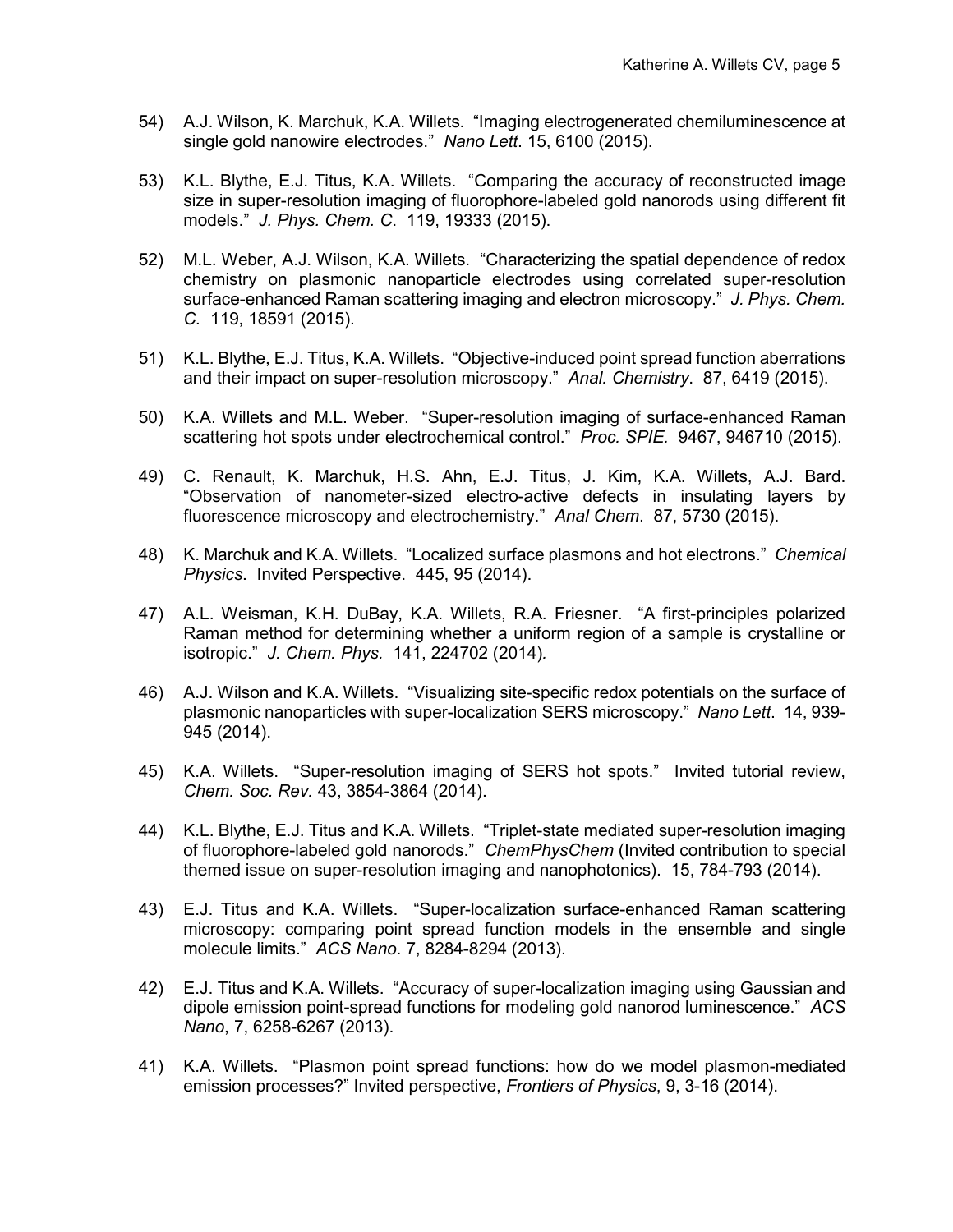54) A.J. Wilson, K. Marchuk, K.A. Willets. "Imaging electrogenerated chemiluminescence at single gold nanowire electrodes." *Nano Lett*. 15, 6100 (2015).

53) K.L. Blythe, E.J. Titus, K.A. Willets. "Comparing the accuracy of reconstructed image size in super-resolution imaging of fluorophore-labeled gold nanorods using different fit models." *J. Phys. Chem. C*. 119, 19333 (2015).

52) M.L. Weber, A.J. Wilson, K.A. Willets. "Characterizing the spatial dependence of redox chemistry on plasmonic nanoparticle electrodes using correlated super-resolution surface-enhanced Raman scattering imaging and electron microscopy." *J. Phys. Chem. C.* 119, 18591 (2015).

51) K.L. Blythe, E.J. Titus, K.A. Willets. "Objective-induced point spread function aberrations and their impact on super-resolution microscopy." *Anal. Chemistry*. 87, 6419 (2015).

50) K.A. Willets and M.L. Weber. "Super-resolution imaging of surface-enhanced Raman scattering hot spots under electrochemical control." *Proc. SPIE.* 9467, 946710 (2015).

49) C. Renault, K. Marchuk, H.S. Ahn, E.J. Titus, J. Kim, K.A. Willets, A.J. Bard. "Observation of nanometer-sized electro-active defects in insulating layers by fluorescence microscopy and electrochemistry." *Anal Chem*. 87, 5730 (2015).

48) K. Marchuk and K.A. Willets. "Localized surface plasmons and hot electrons." *Chemical Physics*. Invited Perspective. 445, 95 (2014).

47) A.L. Weisman, K.H. DuBay, K.A. Willets, R.A. Friesner. "A first-principles polarized Raman method for determining whether a uniform region of a sample is crystalline or isotropic." *J. Chem. Phys.* 141, 224702 (2014).

46) A.J. Wilson and K.A. Willets. "Visualizing site-specific redox potentials on the surface of plasmonic nanoparticles with super-localization SERS microscopy." *Nano Lett*. 14, 939-945 (2014).

45) K.A. Willets. "Super-resolution imaging of SERS hot spots." Invited tutorial review, *Chem. Soc. Rev.* 43, 3854-3864 (2014).

44) K.L. Blythe, E.J. Titus and K.A. Willets. "Triplet-state mediated super-resolution imaging of fluorophore-labeled gold nanorods." *ChemPhysChem* (Invited contribution to special themed issue on super-resolution imaging and nanophotonics). 15, 784-793 (2014).

43) E.J. Titus and K.A. Willets. "Super-localization surface-enhanced Raman scattering microscopy: comparing point spread function models in the ensemble and single molecule limits." *ACS Nano*. 7, 8284-8294 (2013).

42) E.J. Titus and K.A. Willets. "Accuracy of super-localization imaging using Gaussian and dipole emission point-spread functions for modeling gold nanorod luminescence." *ACS Nano*, 7, 6258-6267 (2013).

41) K.A. Willets. "Plasmon point spread functions: how do we model plasmon-mediated emission processes?" Invited perspective, *Frontiers of Physics*, 9, 3-16 (2014).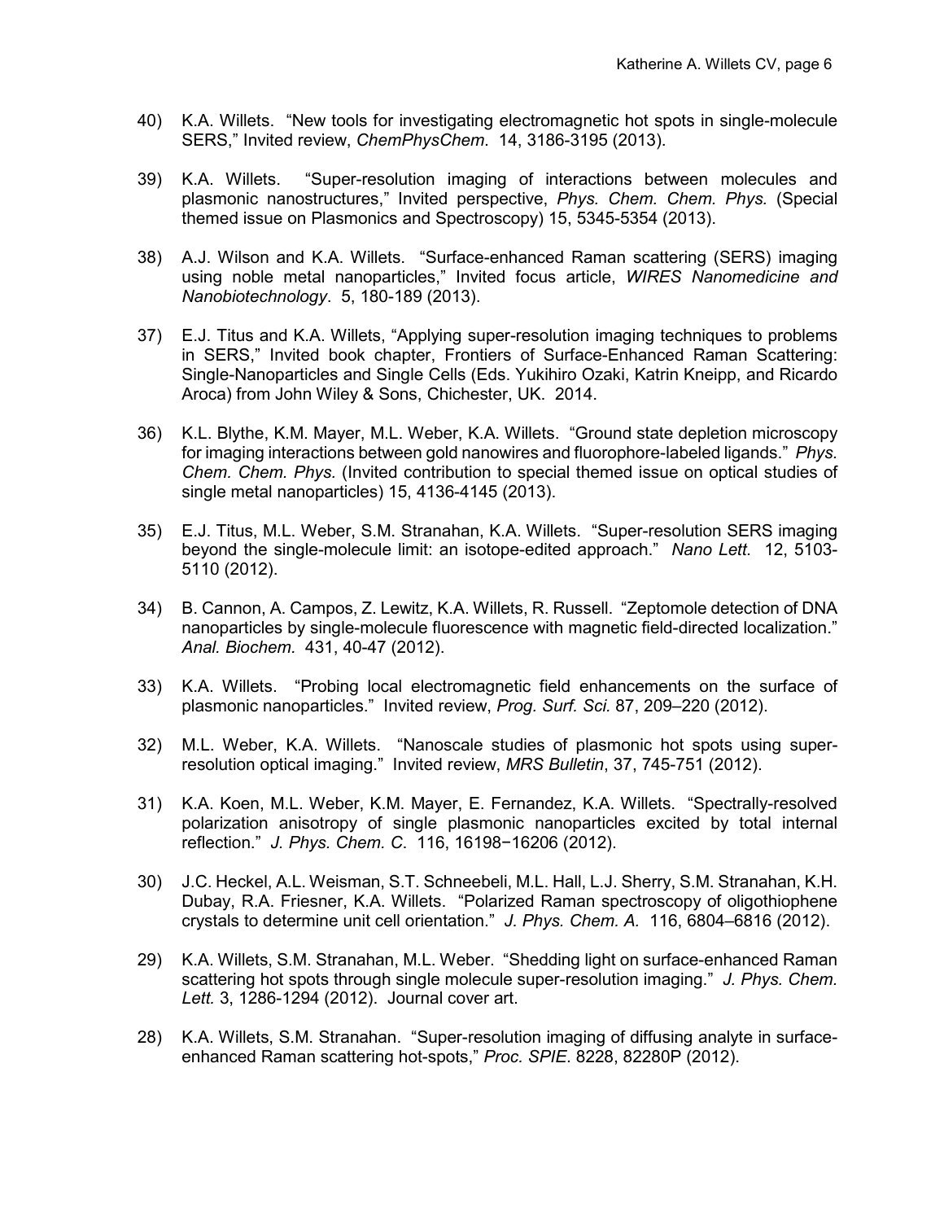40) K.A. Willets. "New tools for investigating electromagnetic hot spots in single-molecule SERS," Invited review, *ChemPhysChem*. 14, 3186-3195 (2013).

39) K.A. Willets. "Super-resolution imaging of interactions between molecules and plasmonic nanostructures," Invited perspective, *Phys. Chem. Chem. Phys.* (Special themed issue on Plasmonics and Spectroscopy) 15, 5345-5354 (2013).

38) A.J. Wilson and K.A. Willets. "Surface-enhanced Raman scattering (SERS) imaging using noble metal nanoparticles," Invited focus article, *WIRES Nanomedicine and Nanobiotechnology*. 5, 180-189 (2013).

37) E.J. Titus and K.A. Willets, "Applying super-resolution imaging techniques to problems in SERS," Invited book chapter, Frontiers of Surface-Enhanced Raman Scattering: Single-Nanoparticles and Single Cells (Eds. Yukihiro Ozaki, Katrin Kneipp, and Ricardo Aroca) from John Wiley & Sons, Chichester, UK. 2014.

36) K.L. Blythe, K.M. Mayer, M.L. Weber, K.A. Willets. "Ground state depletion microscopy for imaging interactions between gold nanowires and fluorophore-labeled ligands." *Phys. Chem. Chem. Phys.* (Invited contribution to special themed issue on optical studies of single metal nanoparticles) 15, 4136-4145 (2013).

35) E.J. Titus, M.L. Weber, S.M. Stranahan, K.A. Willets. "Super-resolution SERS imaging beyond the single-molecule limit: an isotope-edited approach." *Nano Lett.* 12, 5103-5110 (2012).

34) B. Cannon, A. Campos, Z. Lewitz, K.A. Willets, R. Russell. "Zeptomole detection of DNA nanoparticles by single-molecule fluorescence with magnetic field-directed localization." *Anal. Biochem.* 431, 40-47 (2012).

33) K.A. Willets. "Probing local electromagnetic field enhancements on the surface of plasmonic nanoparticles." Invited review, *Prog. Surf. Sci.* 87, 209–220 (2012).

32) M.L. Weber, K.A. Willets. "Nanoscale studies of plasmonic hot spots using super-resolution optical imaging." Invited review, *MRS Bulletin*, 37, 745-751 (2012).

31) K.A. Koen, M.L. Weber, K.M. Mayer, E. Fernandez, K.A. Willets. "Spectrally-resolved polarization anisotropy of single plasmonic nanoparticles excited by total internal reflection." *J. Phys. Chem. C*. 116, 16198−16206 (2012).

30) J.C. Heckel, A.L. Weisman, S.T. Schneebeli, M.L. Hall, L.J. Sherry, S.M. Stranahan, K.H. Dubay, R.A. Friesner, K.A. Willets. "Polarized Raman spectroscopy of oligothiophene crystals to determine unit cell orientation." *J. Phys. Chem. A.* 116, 6804–6816 (2012).

29) K.A. Willets, S.M. Stranahan, M.L. Weber. "Shedding light on surface-enhanced Raman scattering hot spots through single molecule super-resolution imaging." *J. Phys. Chem. Lett.* 3, 1286-1294 (2012). Journal cover art.

28) K.A. Willets, S.M. Stranahan. "Super-resolution imaging of diffusing analyte in surface-enhanced Raman scattering hot-spots," *Proc. SPIE*. 8228, 82280P (2012).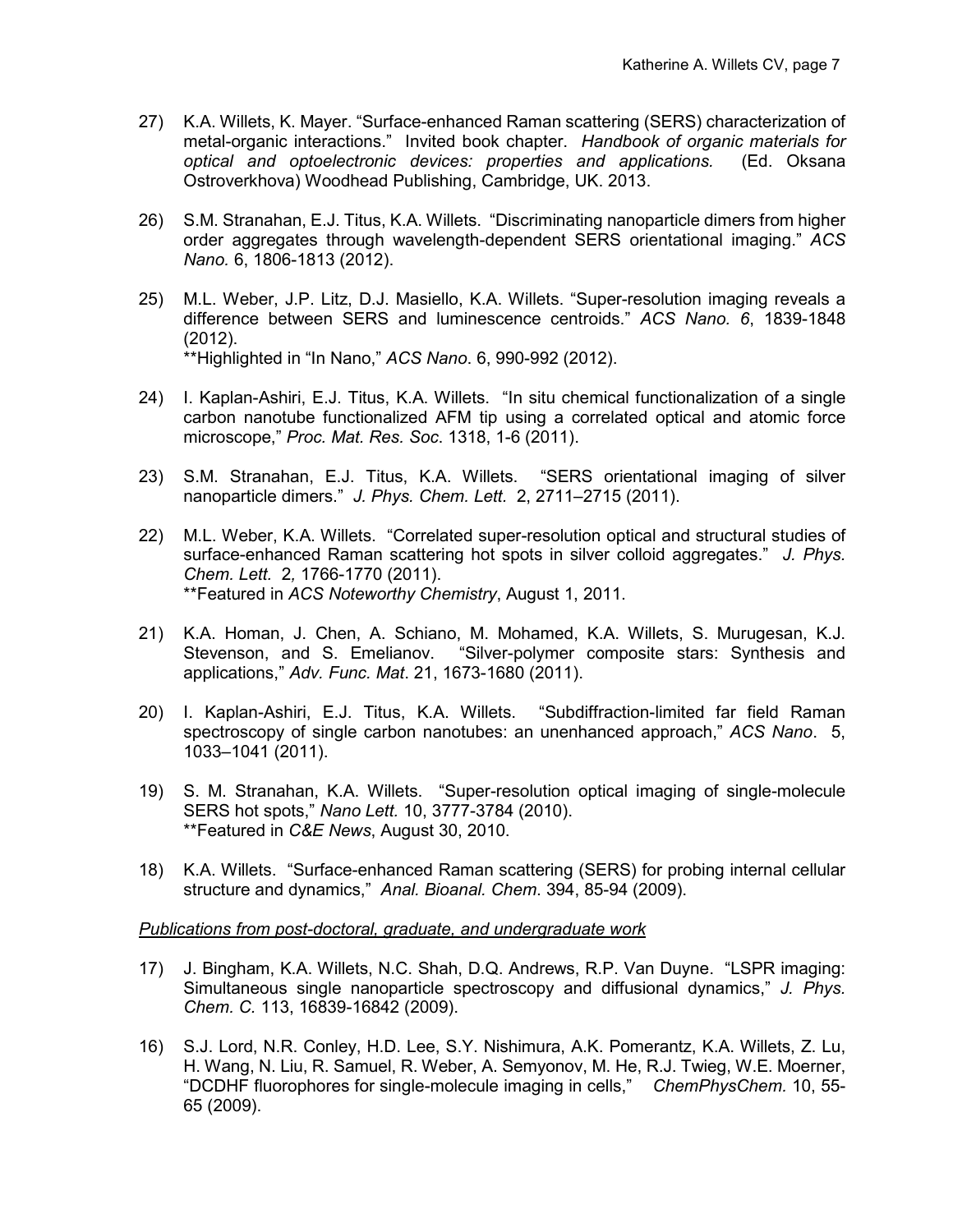27) K.A. Willets, K. Mayer. “Surface-enhanced Raman scattering (SERS) characterization of metal-organic interactions.” Invited book chapter. *Handbook of organic materials for optical and optoelectronic devices: properties and applications.* (Ed. Oksana Ostroverkhova) Woodhead Publishing, Cambridge, UK. 2013.

26) S.M. Stranahan, E.J. Titus, K.A. Willets. “Discriminating nanoparticle dimers from higher order aggregates through wavelength-dependent SERS orientational imaging.” *ACS Nano.* 6, 1806-1813 (2012).

25) M.L. Weber, J.P. Litz, D.J. Masiello, K.A. Willets. “Super-resolution imaging reveals a difference between SERS and luminescence centroids.” *ACS Nano. 6*, 1839-1848 (2012).
**Highlighted in “In Nano,” *ACS Nano*. 6, 990-992 (2012).

24) I. Kaplan-Ashiri, E.J. Titus, K.A. Willets. “In situ chemical functionalization of a single carbon nanotube functionalized AFM tip using a correlated optical and atomic force microscope,” *Proc. Mat. Res. Soc*. 1318, 1-6 (2011).

23) S.M. Stranahan, E.J. Titus, K.A. Willets. “SERS orientational imaging of silver nanoparticle dimers.” *J. Phys. Chem. Lett.* 2, 2711–2715 (2011).

22) M.L. Weber, K.A. Willets. “Correlated super-resolution optical and structural studies of surface-enhanced Raman scattering hot spots in silver colloid aggregates.” *J. Phys. Chem. Lett.* 2*,* 1766-1770 (2011).
**Featured in *ACS Noteworthy Chemistry*, August 1, 2011.

21) K.A. Homan, J. Chen, A. Schiano, M. Mohamed, K.A. Willets, S. Murugesan, K.J. Stevenson, and S. Emelianov. “Silver-polymer composite stars: Synthesis and applications,” *Adv. Func. Mat*. 21, 1673-1680 (2011).

20) I. Kaplan-Ashiri, E.J. Titus, K.A. Willets. “Subdiffraction-limited far field Raman spectroscopy of single carbon nanotubes: an unenhanced approach,” *ACS Nano*. 5, 1033–1041 (2011).

19) S. M. Stranahan, K.A. Willets. “Super-resolution optical imaging of single-molecule SERS hot spots,” *Nano Lett.* 10, 3777-3784 (2010).
**Featured in *C&E News*, August 30, 2010.

18) K.A. Willets. “Surface-enhanced Raman scattering (SERS) for probing internal cellular structure and dynamics,” *Anal. Bioanal. Chem*. 394, 85-94 (2009).

*Publications from post-doctoral, graduate, and undergraduate work*

17) J. Bingham, K.A. Willets, N.C. Shah, D.Q. Andrews, R.P. Van Duyne. “LSPR imaging: Simultaneous single nanoparticle spectroscopy and diffusional dynamics,” *J. Phys. Chem. C.* 113, 16839-16842 (2009).

16) S.J. Lord, N.R. Conley, H.D. Lee, S.Y. Nishimura, A.K. Pomerantz, K.A. Willets, Z. Lu, H. Wang, N. Liu, R. Samuel, R. Weber, A. Semyonov, M. He, R.J. Twieg, W.E. Moerner, “DCDHF fluorophores for single-molecule imaging in cells,” *ChemPhysChem.* 10, 55-65 (2009).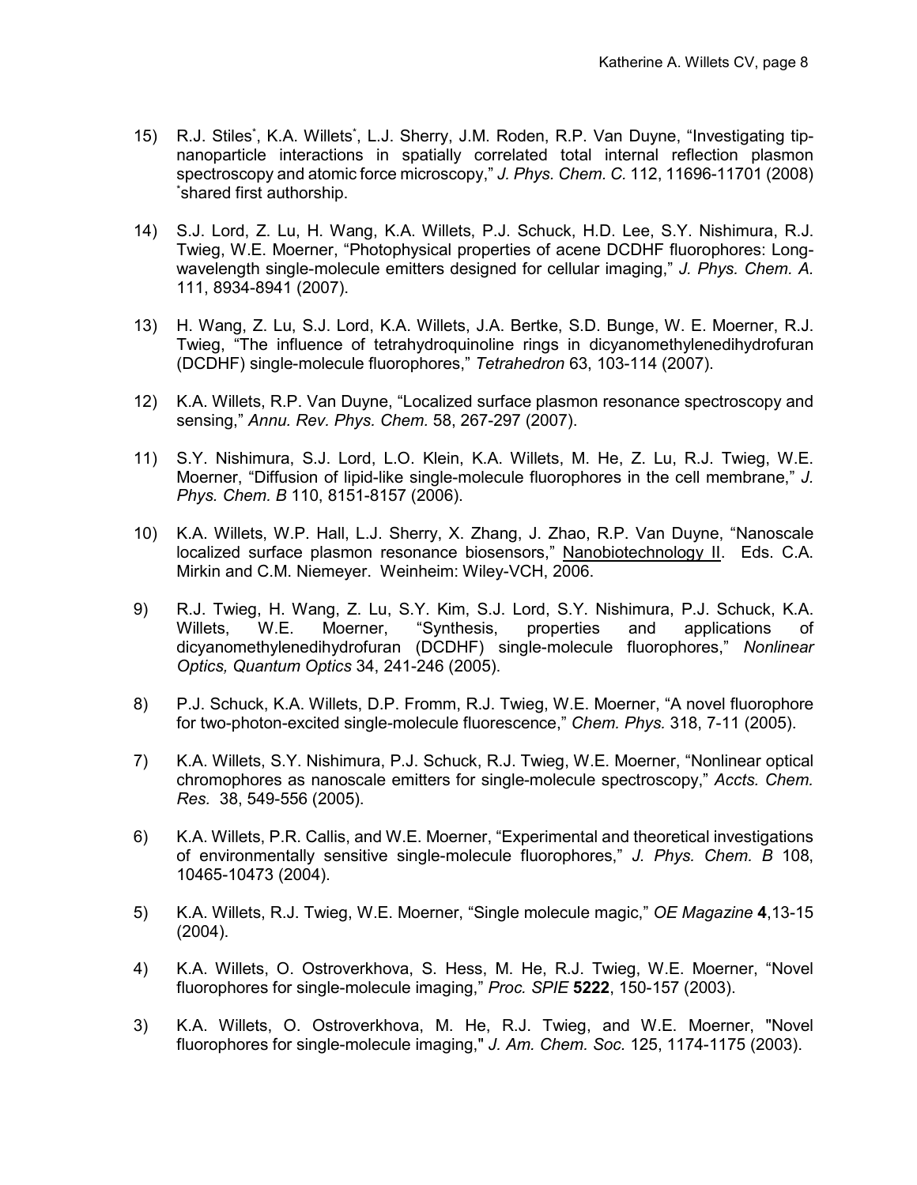15) R.J. Stiles[*], K.A. Willets[*], L.J. Sherry, J.M. Roden, R.P. Van Duyne, "Investigating tip-nanoparticle interactions in spatially correlated total internal reflection plasmon spectroscopy and atomic force microscopy," *J. Phys. Chem. C.* 112, 11696-11701 (2008) [*]shared first authorship.

14) S.J. Lord, Z. Lu, H. Wang, K.A. Willets, P.J. Schuck, H.D. Lee, S.Y. Nishimura, R.J. Twieg, W.E. Moerner, "Photophysical properties of acene DCDHF fluorophores: Long-wavelength single-molecule emitters designed for cellular imaging," *J. Phys. Chem. A.* 111, 8934-8941 (2007).

13) H. Wang, Z. Lu, S.J. Lord, K.A. Willets, J.A. Bertke, S.D. Bunge, W. E. Moerner, R.J. Twieg, "The influence of tetrahydroquinoline rings in dicyanomethylenedihydrofuran (DCDHF) single-molecule fluorophores," *Tetrahedron* 63, 103-114 (2007).

12) K.A. Willets, R.P. Van Duyne, "Localized surface plasmon resonance spectroscopy and sensing," *Annu. Rev. Phys. Chem.* 58, 267-297 (2007).

11) S.Y. Nishimura, S.J. Lord, L.O. Klein, K.A. Willets, M. He, Z. Lu, R.J. Twieg, W.E. Moerner, "Diffusion of lipid-like single-molecule fluorophores in the cell membrane," *J. Phys. Chem. B* 110, 8151-8157 (2006).

10) K.A. Willets, W.P. Hall, L.J. Sherry, X. Zhang, J. Zhao, R.P. Van Duyne, "Nanoscale localized surface plasmon resonance biosensors," Nanobiotechnology II. Eds. C.A. Mirkin and C.M. Niemeyer. Weinheim: Wiley-VCH, 2006.

9) R.J. Twieg, H. Wang, Z. Lu, S.Y. Kim, S.J. Lord, S.Y. Nishimura, P.J. Schuck, K.A. Willets, W.E. Moerner, "Synthesis, properties and applications of dicyanomethylenedihydrofuran (DCDHF) single-molecule fluorophores," *Nonlinear Optics, Quantum Optics* 34, 241-246 (2005).

8) P.J. Schuck, K.A. Willets, D.P. Fromm, R.J. Twieg, W.E. Moerner, "A novel fluorophore for two-photon-excited single-molecule fluorescence," *Chem. Phys.* 318, 7-11 (2005).

7) K.A. Willets, S.Y. Nishimura, P.J. Schuck, R.J. Twieg, W.E. Moerner, "Nonlinear optical chromophores as nanoscale emitters for single-molecule spectroscopy," *Accts. Chem. Res.* 38, 549-556 (2005).

6) K.A. Willets, P.R. Callis, and W.E. Moerner, "Experimental and theoretical investigations of environmentally sensitive single-molecule fluorophores," *J. Phys. Chem. B* 108, 10465-10473 (2004).

5) K.A. Willets, R.J. Twieg, W.E. Moerner, "Single molecule magic," *OE Magazine* **4**,13-15 (2004).

4) K.A. Willets, O. Ostroverkhova, S. Hess, M. He, R.J. Twieg, W.E. Moerner, "Novel fluorophores for single-molecule imaging," *Proc. SPIE* **5222**, 150-157 (2003).

3) K.A. Willets, O. Ostroverkhova, M. He, R.J. Twieg, and W.E. Moerner, "Novel fluorophores for single-molecule imaging," *J. Am. Chem. Soc.* 125, 1174-1175 (2003).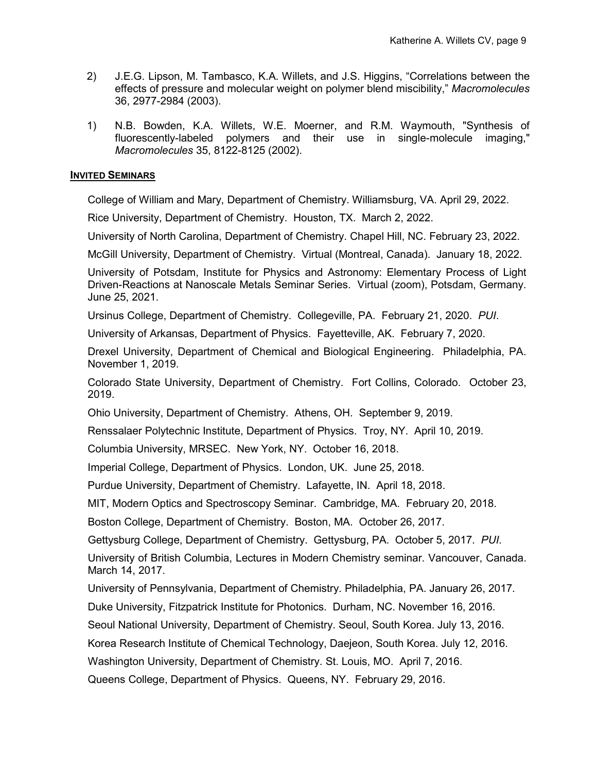2) J.E.G. Lipson, M. Tambasco, K.A. Willets, and J.S. Higgins, "Correlations between the effects of pressure and molecular weight on polymer blend miscibility," *Macromolecules* 36, 2977-2984 (2003).

1) N.B. Bowden, K.A. Willets, W.E. Moerner, and R.M. Waymouth, "Synthesis of fluorescently-labeled polymers and their use in single-molecule imaging," *Macromolecules* 35, 8122-8125 (2002).

## INVITED SEMINARS

College of William and Mary, Department of Chemistry. Williamsburg, VA. April 29, 2022.

Rice University, Department of Chemistry. Houston, TX. March 2, 2022.

University of North Carolina, Department of Chemistry. Chapel Hill, NC. February 23, 2022.

McGill University, Department of Chemistry. Virtual (Montreal, Canada). January 18, 2022.

University of Potsdam, Institute for Physics and Astronomy: Elementary Process of Light Driven-Reactions at Nanoscale Metals Seminar Series. Virtual (zoom), Potsdam, Germany. June 25, 2021.

Ursinus College, Department of Chemistry. Collegeville, PA. February 21, 2020. *PUI*.

University of Arkansas, Department of Physics. Fayetteville, AK. February 7, 2020.

Drexel University, Department of Chemical and Biological Engineering. Philadelphia, PA. November 1, 2019.

Colorado State University, Department of Chemistry. Fort Collins, Colorado. October 23, 2019.

Ohio University, Department of Chemistry. Athens, OH. September 9, 2019.

Renssalaer Polytechnic Institute, Department of Physics. Troy, NY. April 10, 2019.

Columbia University, MRSEC. New York, NY. October 16, 2018.

Imperial College, Department of Physics. London, UK. June 25, 2018.

Purdue University, Department of Chemistry. Lafayette, IN. April 18, 2018.

MIT, Modern Optics and Spectroscopy Seminar. Cambridge, MA. February 20, 2018.

Boston College, Department of Chemistry. Boston, MA. October 26, 2017.

Gettysburg College, Department of Chemistry. Gettysburg, PA. October 5, 2017. *PUI.*

University of British Columbia, Lectures in Modern Chemistry seminar. Vancouver, Canada. March 14, 2017.

University of Pennsylvania, Department of Chemistry. Philadelphia, PA. January 26, 2017.

Duke University, Fitzpatrick Institute for Photonics. Durham, NC. November 16, 2016.

Seoul National University, Department of Chemistry. Seoul, South Korea. July 13, 2016.

Korea Research Institute of Chemical Technology, Daejeon, South Korea. July 12, 2016.

Washington University, Department of Chemistry. St. Louis, MO. April 7, 2016.

Queens College, Department of Physics. Queens, NY. February 29, 2016.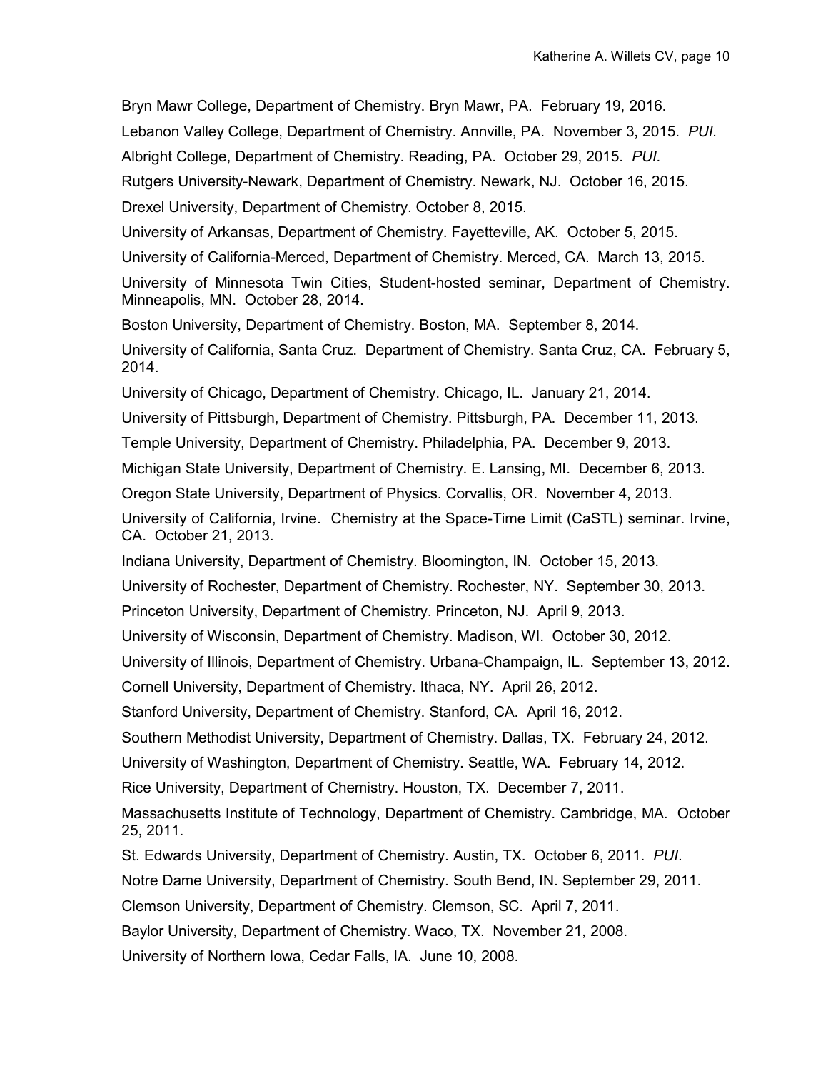Bryn Mawr College, Department of Chemistry. Bryn Mawr, PA. February 19, 2016.

Lebanon Valley College, Department of Chemistry. Annville, PA. November 3, 2015. *PUI.*

Albright College, Department of Chemistry. Reading, PA. October 29, 2015. *PUI.*

Rutgers University-Newark, Department of Chemistry. Newark, NJ. October 16, 2015.

Drexel University, Department of Chemistry. October 8, 2015.

University of Arkansas, Department of Chemistry. Fayetteville, AK. October 5, 2015.

University of California-Merced, Department of Chemistry. Merced, CA. March 13, 2015.

University of Minnesota Twin Cities, Student-hosted seminar, Department of Chemistry. Minneapolis, MN. October 28, 2014.

Boston University, Department of Chemistry. Boston, MA. September 8, 2014.

University of California, Santa Cruz. Department of Chemistry. Santa Cruz, CA. February 5, 2014.

University of Chicago, Department of Chemistry. Chicago, IL. January 21, 2014.

University of Pittsburgh, Department of Chemistry. Pittsburgh, PA. December 11, 2013.

Temple University, Department of Chemistry. Philadelphia, PA. December 9, 2013.

Michigan State University, Department of Chemistry. E. Lansing, MI. December 6, 2013.

Oregon State University, Department of Physics. Corvallis, OR. November 4, 2013.

University of California, Irvine. Chemistry at the Space-Time Limit (CaSTL) seminar. Irvine, CA. October 21, 2013.

Indiana University, Department of Chemistry. Bloomington, IN. October 15, 2013.

University of Rochester, Department of Chemistry. Rochester, NY. September 30, 2013.

Princeton University, Department of Chemistry. Princeton, NJ. April 9, 2013.

University of Wisconsin, Department of Chemistry. Madison, WI. October 30, 2012.

University of Illinois, Department of Chemistry. Urbana-Champaign, IL. September 13, 2012.

Cornell University, Department of Chemistry. Ithaca, NY. April 26, 2012.

Stanford University, Department of Chemistry. Stanford, CA. April 16, 2012.

Southern Methodist University, Department of Chemistry. Dallas, TX. February 24, 2012.

University of Washington, Department of Chemistry. Seattle, WA. February 14, 2012.

Rice University, Department of Chemistry. Houston, TX. December 7, 2011.

Massachusetts Institute of Technology, Department of Chemistry. Cambridge, MA. October 25, 2011.

St. Edwards University, Department of Chemistry. Austin, TX. October 6, 2011. *PUI*.

Notre Dame University, Department of Chemistry. South Bend, IN. September 29, 2011.

Clemson University, Department of Chemistry. Clemson, SC. April 7, 2011.

Baylor University, Department of Chemistry. Waco, TX. November 21, 2008.

University of Northern Iowa, Cedar Falls, IA. June 10, 2008.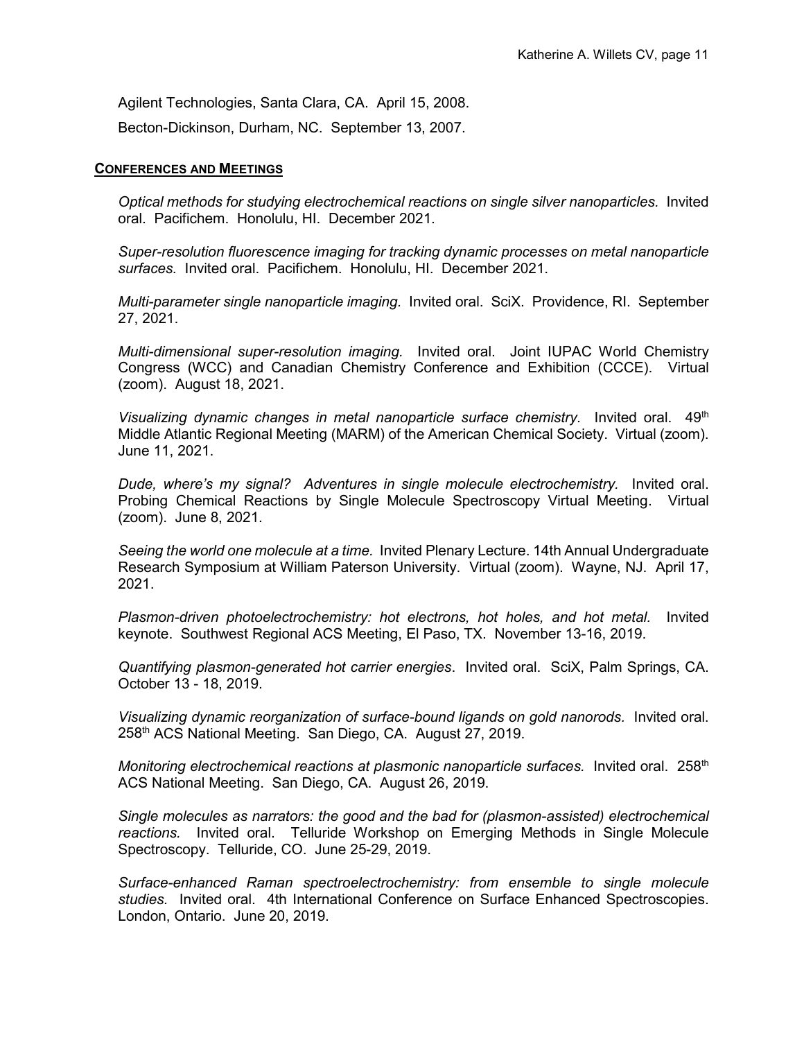Agilent Technologies, Santa Clara, CA. April 15, 2008.

Becton-Dickinson, Durham, NC. September 13, 2007.

## **CONFERENCES AND MEETINGS**

*Optical methods for studying electrochemical reactions on single silver nanoparticles.* Invited oral. Pacifichem. Honolulu, HI. December 2021.

*Super-resolution fluorescence imaging for tracking dynamic processes on metal nanoparticle surfaces.* Invited oral. Pacifichem. Honolulu, HI. December 2021.

*Multi-parameter single nanoparticle imaging.* Invited oral. SciX. Providence, RI. September 27, 2021.

*Multi-dimensional super-resolution imaging.* Invited oral. Joint IUPAC World Chemistry Congress (WCC) and Canadian Chemistry Conference and Exhibition (CCCE). Virtual (zoom). August 18, 2021.

*Visualizing dynamic changes in metal nanoparticle surface chemistry.* Invited oral. 49th Middle Atlantic Regional Meeting (MARM) of the American Chemical Society. Virtual (zoom). June 11, 2021.

*Dude, where's my signal? Adventures in single molecule electrochemistry.* Invited oral. Probing Chemical Reactions by Single Molecule Spectroscopy Virtual Meeting. Virtual (zoom). June 8, 2021.

*Seeing the world one molecule at a time.* Invited Plenary Lecture. 14th Annual Undergraduate Research Symposium at William Paterson University. Virtual (zoom). Wayne, NJ. April 17, 2021.

*Plasmon-driven photoelectrochemistry: hot electrons, hot holes, and hot metal.* Invited keynote. Southwest Regional ACS Meeting, El Paso, TX. November 13-16, 2019.

*Quantifying plasmon-generated hot carrier energies*. Invited oral. SciX, Palm Springs, CA. October 13 - 18, 2019.

*Visualizing dynamic reorganization of surface-bound ligands on gold nanorods.* Invited oral. 258th ACS National Meeting. San Diego, CA. August 27, 2019.

*Monitoring electrochemical reactions at plasmonic nanoparticle surfaces.* Invited oral. 258th ACS National Meeting. San Diego, CA. August 26, 2019.

*Single molecules as narrators: the good and the bad for (plasmon-assisted) electrochemical reactions.* Invited oral. Telluride Workshop on Emerging Methods in Single Molecule Spectroscopy. Telluride, CO. June 25-29, 2019.

*Surface-enhanced Raman spectroelectrochemistry: from ensemble to single molecule studies.* Invited oral. 4th International Conference on Surface Enhanced Spectroscopies. London, Ontario. June 20, 2019.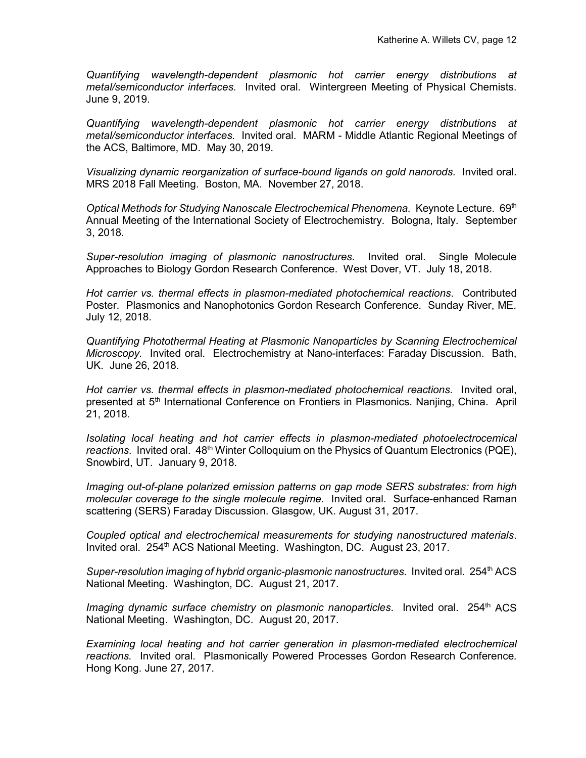*Quantifying wavelength-dependent plasmonic hot carrier energy distributions at metal/semiconductor interfaces*. Invited oral. Wintergreen Meeting of Physical Chemists. June 9, 2019.

*Quantifying wavelength-dependent plasmonic hot carrier energy distributions at metal/semiconductor interfaces.* Invited oral. MARM - Middle Atlantic Regional Meetings of the ACS, Baltimore, MD. May 30, 2019.

*Visualizing dynamic reorganization of surface-bound ligands on gold nanorods.* Invited oral. MRS 2018 Fall Meeting. Boston, MA. November 27, 2018.

*Optical Methods for Studying Nanoscale Electrochemical Phenomena.* Keynote Lecture. 69th Annual Meeting of the International Society of Electrochemistry. Bologna, Italy. September 3, 2018.

*Super-resolution imaging of plasmonic nanostructures.* Invited oral. Single Molecule Approaches to Biology Gordon Research Conference. West Dover, VT. July 18, 2018.

*Hot carrier vs. thermal effects in plasmon-mediated photochemical reactions*. Contributed Poster. Plasmonics and Nanophotonics Gordon Research Conference. Sunday River, ME. July 12, 2018.

*Quantifying Photothermal Heating at Plasmonic Nanoparticles by Scanning Electrochemical Microscopy.* Invited oral. Electrochemistry at Nano-interfaces: Faraday Discussion. Bath, UK. June 26, 2018.

*Hot carrier vs. thermal effects in plasmon-mediated photochemical reactions.* Invited oral, presented at 5th International Conference on Frontiers in Plasmonics. Nanjing, China. April 21, 2018.

*Isolating local heating and hot carrier effects in plasmon-mediated photoelectrocemical reactions*. Invited oral. 48th Winter Colloquium on the Physics of Quantum Electronics (PQE), Snowbird, UT. January 9, 2018.

*Imaging out-of-plane polarized emission patterns on gap mode SERS substrates: from high molecular coverage to the single molecule regime*. Invited oral. Surface-enhanced Raman scattering (SERS) Faraday Discussion. Glasgow, UK. August 31, 2017.

*Coupled optical and electrochemical measurements for studying nanostructured materials*. Invited oral. 254th ACS National Meeting. Washington, DC. August 23, 2017.

*Super-resolution imaging of hybrid organic-plasmonic nanostructures*. Invited oral. 254th ACS National Meeting. Washington, DC. August 21, 2017.

*Imaging dynamic surface chemistry on plasmonic nanoparticles*. Invited oral. 254th ACS National Meeting. Washington, DC. August 20, 2017.

*Examining local heating and hot carrier generation in plasmon-mediated electrochemical reactions.* Invited oral. Plasmonically Powered Processes Gordon Research Conference. Hong Kong. June 27, 2017.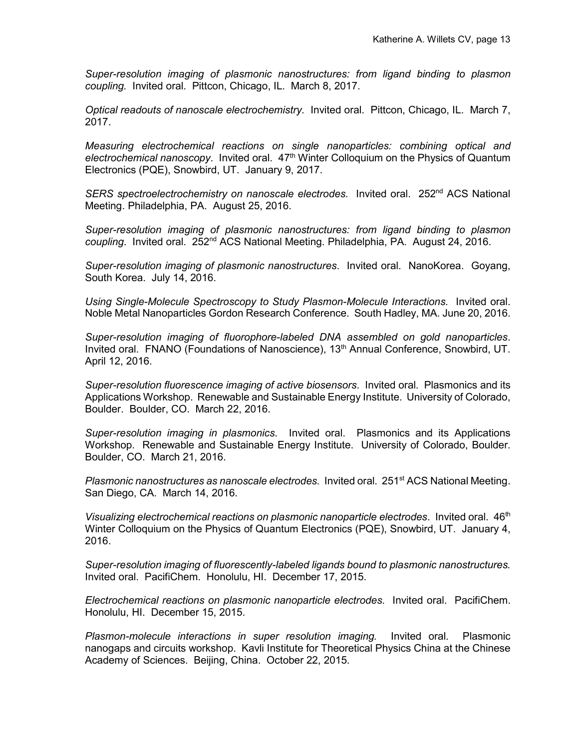*Super-resolution imaging of plasmonic nanostructures: from ligand binding to plasmon coupling.* Invited oral. Pittcon, Chicago, IL. March 8, 2017.

*Optical readouts of nanoscale electrochemistry*. Invited oral. Pittcon, Chicago, IL. March 7, 2017.

*Measuring electrochemical reactions on single nanoparticles: combining optical and electrochemical nanoscopy*. Invited oral. 47th Winter Colloquium on the Physics of Quantum Electronics (PQE), Snowbird, UT. January 9, 2017.

*SERS spectroelectrochemistry on nanoscale electrodes.* Invited oral. 252nd ACS National Meeting. Philadelphia, PA. August 25, 2016.

*Super-resolution imaging of plasmonic nanostructures: from ligand binding to plasmon coupling*. Invited oral. 252nd ACS National Meeting. Philadelphia, PA. August 24, 2016.

*Super-resolution imaging of plasmonic nanostructures*. Invited oral. NanoKorea. Goyang, South Korea. July 14, 2016.

*Using Single-Molecule Spectroscopy to Study Plasmon-Molecule Interactions.* Invited oral. Noble Metal Nanoparticles Gordon Research Conference. South Hadley, MA. June 20, 2016.

*Super-resolution imaging of fluorophore-labeled DNA assembled on gold nanoparticles*. Invited oral. FNANO (Foundations of Nanoscience), 13th Annual Conference, Snowbird, UT. April 12, 2016.

*Super-resolution fluorescence imaging of active biosensors*. Invited oral. Plasmonics and its Applications Workshop. Renewable and Sustainable Energy Institute. University of Colorado, Boulder. Boulder, CO. March 22, 2016.

*Super-resolution imaging in plasmonics*. Invited oral. Plasmonics and its Applications Workshop. Renewable and Sustainable Energy Institute. University of Colorado, Boulder. Boulder, CO. March 21, 2016.

*Plasmonic nanostructures as nanoscale electrodes.* Invited oral. 251st ACS National Meeting. San Diego, CA. March 14, 2016.

*Visualizing electrochemical reactions on plasmonic nanoparticle electrodes*. Invited oral. 46th Winter Colloquium on the Physics of Quantum Electronics (PQE), Snowbird, UT. January 4, 2016.

*Super-resolution imaging of fluorescently-labeled ligands bound to plasmonic nanostructures.* Invited oral. PacifiChem. Honolulu, HI. December 17, 2015.

*Electrochemical reactions on plasmonic nanoparticle electrodes.* Invited oral. PacifiChem. Honolulu, HI. December 15, 2015.

*Plasmon-molecule interactions in super resolution imaging.* Invited oral. Plasmonic nanogaps and circuits workshop. Kavli Institute for Theoretical Physics China at the Chinese Academy of Sciences. Beijing, China. October 22, 2015.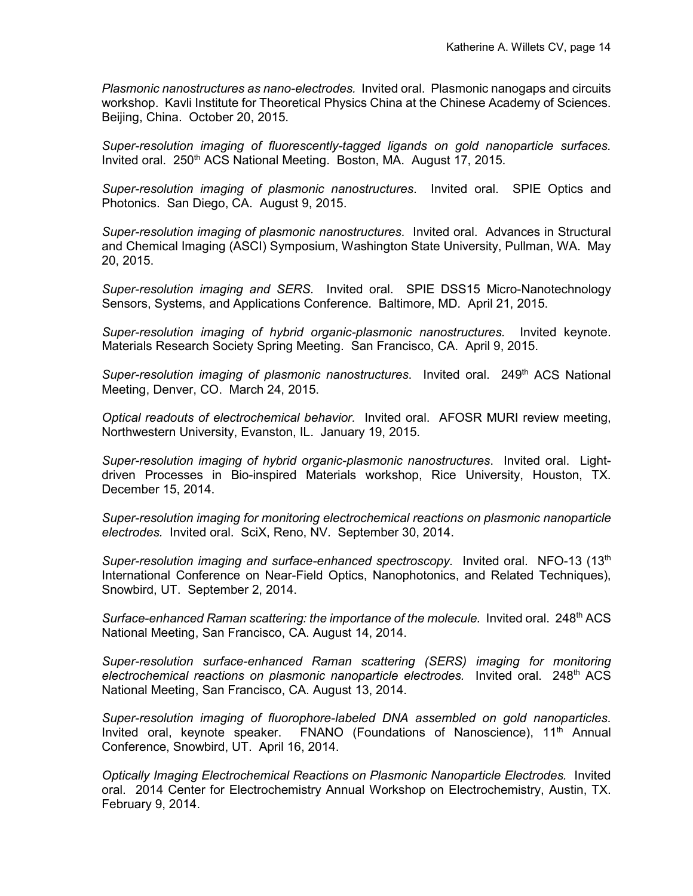*Plasmonic nanostructures as nano-electrodes.* Invited oral. Plasmonic nanogaps and circuits workshop. Kavli Institute for Theoretical Physics China at the Chinese Academy of Sciences. Beijing, China. October 20, 2015.

*Super-resolution imaging of fluorescently-tagged ligands on gold nanoparticle surfaces.* Invited oral. 250th ACS National Meeting. Boston, MA. August 17, 2015.

*Super-resolution imaging of plasmonic nanostructures*. Invited oral. SPIE Optics and Photonics. San Diego, CA. August 9, 2015.

*Super-resolution imaging of plasmonic nanostructures*. Invited oral. Advances in Structural and Chemical Imaging (ASCI) Symposium, Washington State University, Pullman, WA. May 20, 2015.

*Super-resolution imaging and SERS.* Invited oral. SPIE DSS15 Micro-Nanotechnology Sensors, Systems, and Applications Conference. Baltimore, MD. April 21, 2015.

*Super-resolution imaging of hybrid organic-plasmonic nanostructures.* Invited keynote. Materials Research Society Spring Meeting. San Francisco, CA. April 9, 2015.

*Super-resolution imaging of plasmonic nanostructures*. Invited oral. 249th ACS National Meeting, Denver, CO. March 24, 2015.

*Optical readouts of electrochemical behavior.* Invited oral. AFOSR MURI review meeting, Northwestern University, Evanston, IL. January 19, 2015.

*Super-resolution imaging of hybrid organic-plasmonic nanostructures*. Invited oral. Light-driven Processes in Bio-inspired Materials workshop, Rice University, Houston, TX. December 15, 2014.

*Super-resolution imaging for monitoring electrochemical reactions on plasmonic nanoparticle electrodes.* Invited oral. SciX, Reno, NV. September 30, 2014.

*Super-resolution imaging and surface-enhanced spectroscopy.* Invited oral. NFO-13 (13th International Conference on Near-Field Optics, Nanophotonics, and Related Techniques), Snowbird, UT. September 2, 2014.

*Surface-enhanced Raman scattering: the importance of the molecule.* Invited oral. 248th ACS National Meeting, San Francisco, CA. August 14, 2014.

*Super-resolution surface-enhanced Raman scattering (SERS) imaging for monitoring electrochemical reactions on plasmonic nanoparticle electrodes.* Invited oral. 248th ACS National Meeting, San Francisco, CA. August 13, 2014.

*Super-resolution imaging of fluorophore-labeled DNA assembled on gold nanoparticles.* Invited oral, keynote speaker. FNANO (Foundations of Nanoscience), 11th Annual Conference, Snowbird, UT. April 16, 2014.

*Optically Imaging Electrochemical Reactions on Plasmonic Nanoparticle Electrodes.* Invited oral. 2014 Center for Electrochemistry Annual Workshop on Electrochemistry, Austin, TX. February 9, 2014.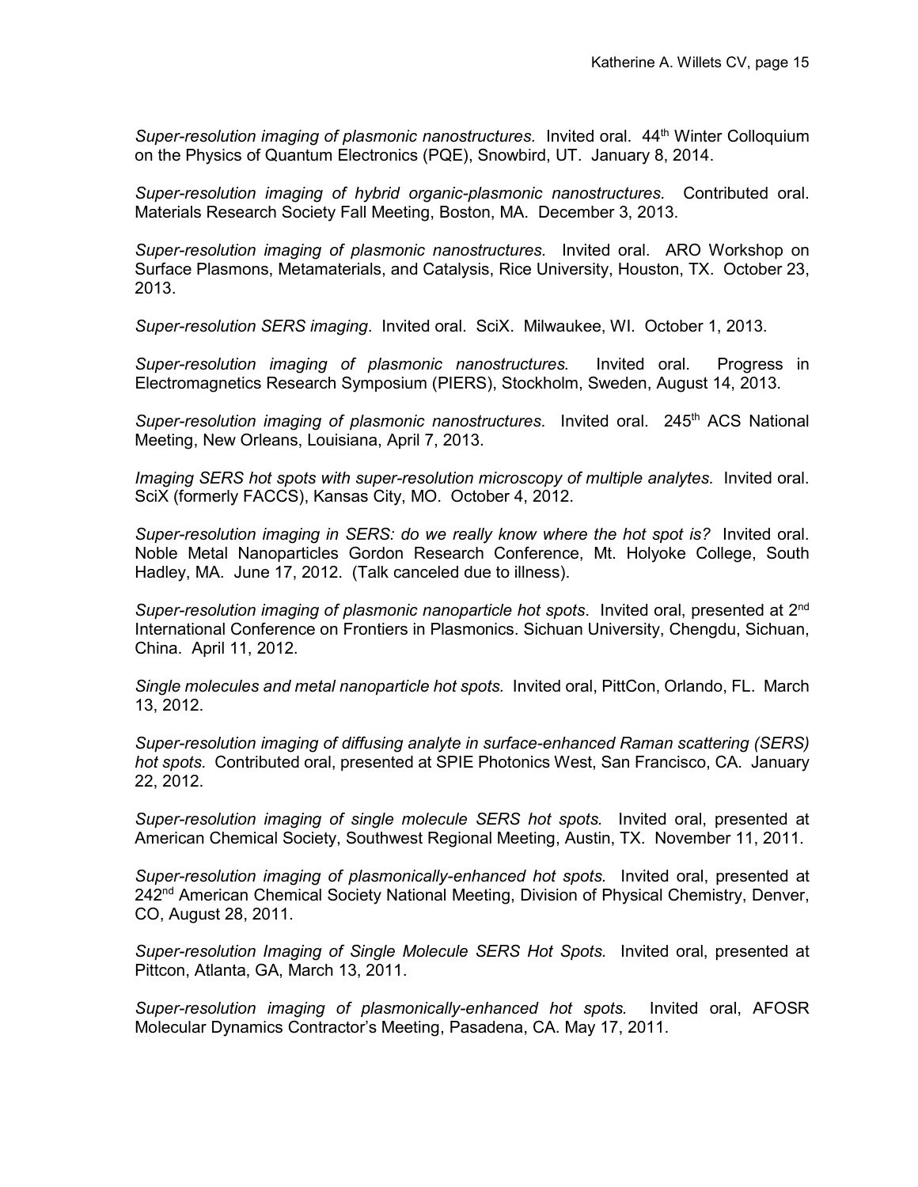*Super-resolution imaging of plasmonic nanostructures.* Invited oral. 44th Winter Colloquium on the Physics of Quantum Electronics (PQE), Snowbird, UT. January 8, 2014.

*Super-resolution imaging of hybrid organic-plasmonic nanostructures.* Contributed oral. Materials Research Society Fall Meeting, Boston, MA. December 3, 2013.

*Super-resolution imaging of plasmonic nanostructures.* Invited oral. ARO Workshop on Surface Plasmons, Metamaterials, and Catalysis, Rice University, Houston, TX. October 23, 2013.

*Super-resolution SERS imaging*. Invited oral. SciX. Milwaukee, WI. October 1, 2013.

*Super-resolution imaging of plasmonic nanostructures.* Invited oral. Progress in Electromagnetics Research Symposium (PIERS), Stockholm, Sweden, August 14, 2013.

*Super-resolution imaging of plasmonic nanostructures*. Invited oral. 245th ACS National Meeting, New Orleans, Louisiana, April 7, 2013.

*Imaging SERS hot spots with super-resolution microscopy of multiple analytes.* Invited oral. SciX (formerly FACCS), Kansas City, MO. October 4, 2012.

*Super-resolution imaging in SERS: do we really know where the hot spot is?* Invited oral. Noble Metal Nanoparticles Gordon Research Conference, Mt. Holyoke College, South Hadley, MA. June 17, 2012. (Talk canceled due to illness).

*Super-resolution imaging of plasmonic nanoparticle hot spots*. Invited oral, presented at 2nd International Conference on Frontiers in Plasmonics. Sichuan University, Chengdu, Sichuan, China. April 11, 2012.

*Single molecules and metal nanoparticle hot spots.* Invited oral, PittCon, Orlando, FL. March 13, 2012.

*Super-resolution imaging of diffusing analyte in surface-enhanced Raman scattering (SERS) hot spots.* Contributed oral, presented at SPIE Photonics West, San Francisco, CA. January 22, 2012.

*Super-resolution imaging of single molecule SERS hot spots.* Invited oral, presented at American Chemical Society, Southwest Regional Meeting, Austin, TX. November 11, 2011.

*Super-resolution imaging of plasmonically-enhanced hot spots.* Invited oral, presented at 242nd American Chemical Society National Meeting, Division of Physical Chemistry, Denver, CO, August 28, 2011.

*Super-resolution Imaging of Single Molecule SERS Hot Spots.* Invited oral, presented at Pittcon, Atlanta, GA, March 13, 2011.

*Super-resolution imaging of plasmonically-enhanced hot spots.* Invited oral, AFOSR Molecular Dynamics Contractor's Meeting, Pasadena, CA. May 17, 2011.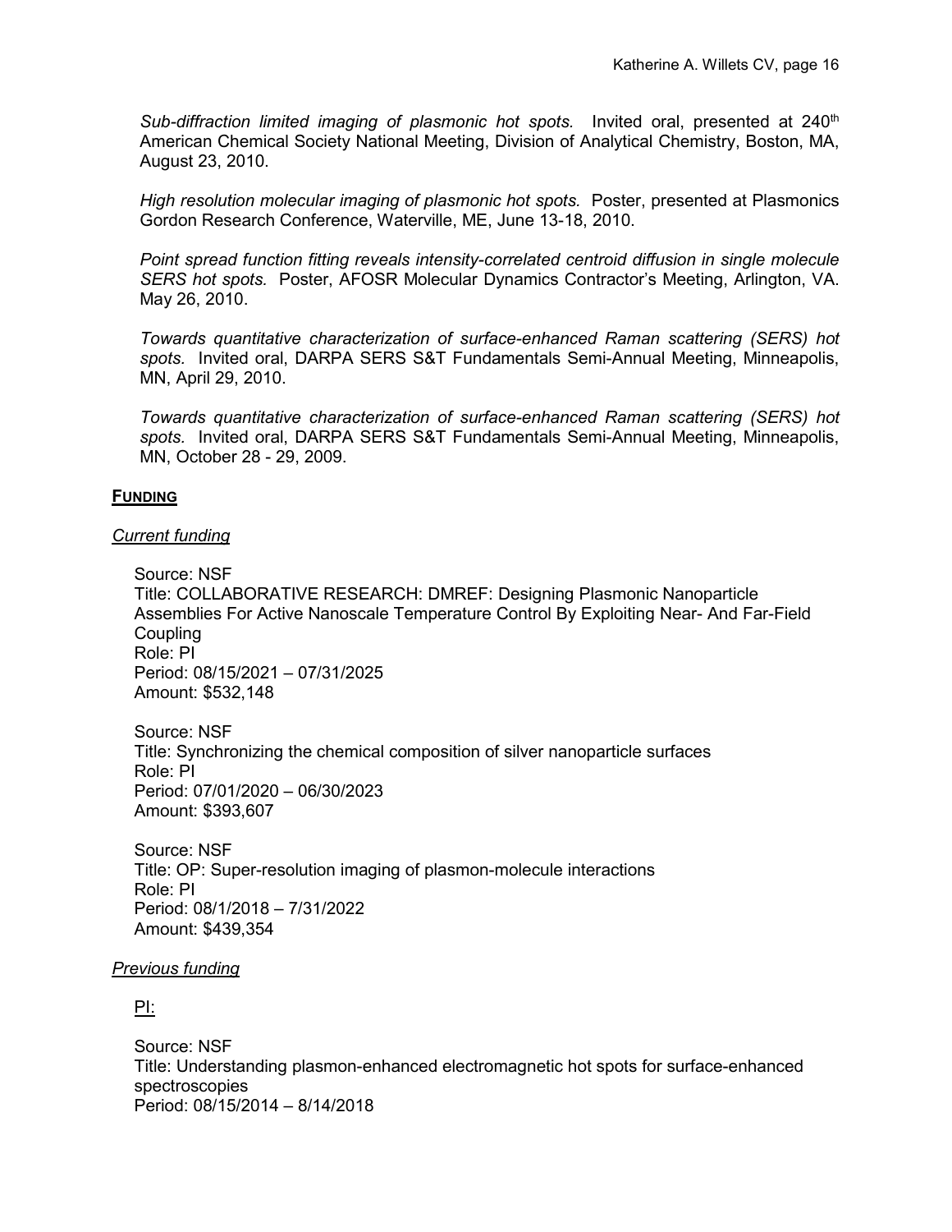*Sub-diffraction limited imaging of plasmonic hot spots.* Invited oral, presented at 240th American Chemical Society National Meeting, Division of Analytical Chemistry, Boston, MA, August 23, 2010.

*High resolution molecular imaging of plasmonic hot spots.* Poster, presented at Plasmonics Gordon Research Conference, Waterville, ME, June 13-18, 2010.

*Point spread function fitting reveals intensity-correlated centroid diffusion in single molecule SERS hot spots.* Poster, AFOSR Molecular Dynamics Contractor's Meeting, Arlington, VA. May 26, 2010.

*Towards quantitative characterization of surface-enhanced Raman scattering (SERS) hot spots.* Invited oral, DARPA SERS S&T Fundamentals Semi-Annual Meeting, Minneapolis, MN, April 29, 2010.

*Towards quantitative characterization of surface-enhanced Raman scattering (SERS) hot spots.* Invited oral, DARPA SERS S&T Fundamentals Semi-Annual Meeting, Minneapolis, MN, October 28 - 29, 2009.

## FUNDING

### *Current funding*

Source: NSF
Title: COLLABORATIVE RESEARCH: DMREF: Designing Plasmonic Nanoparticle Assemblies For Active Nanoscale Temperature Control By Exploiting Near- And Far-Field Coupling
Role: PI
Period: 08/15/2021 – 07/31/2025
Amount: $532,148

Source: NSF
Title: Synchronizing the chemical composition of silver nanoparticle surfaces
Role: PI
Period: 07/01/2020 – 06/30/2023
Amount: $393,607

Source: NSF
Title: OP: Super-resolution imaging of plasmon-molecule interactions
Role: PI
Period: 08/1/2018 – 7/31/2022
Amount: $439,354

### *Previous funding*

PI:

Source: NSF
Title: Understanding plasmon-enhanced electromagnetic hot spots for surface-enhanced spectroscopies
Period: 08/15/2014 – 8/14/2018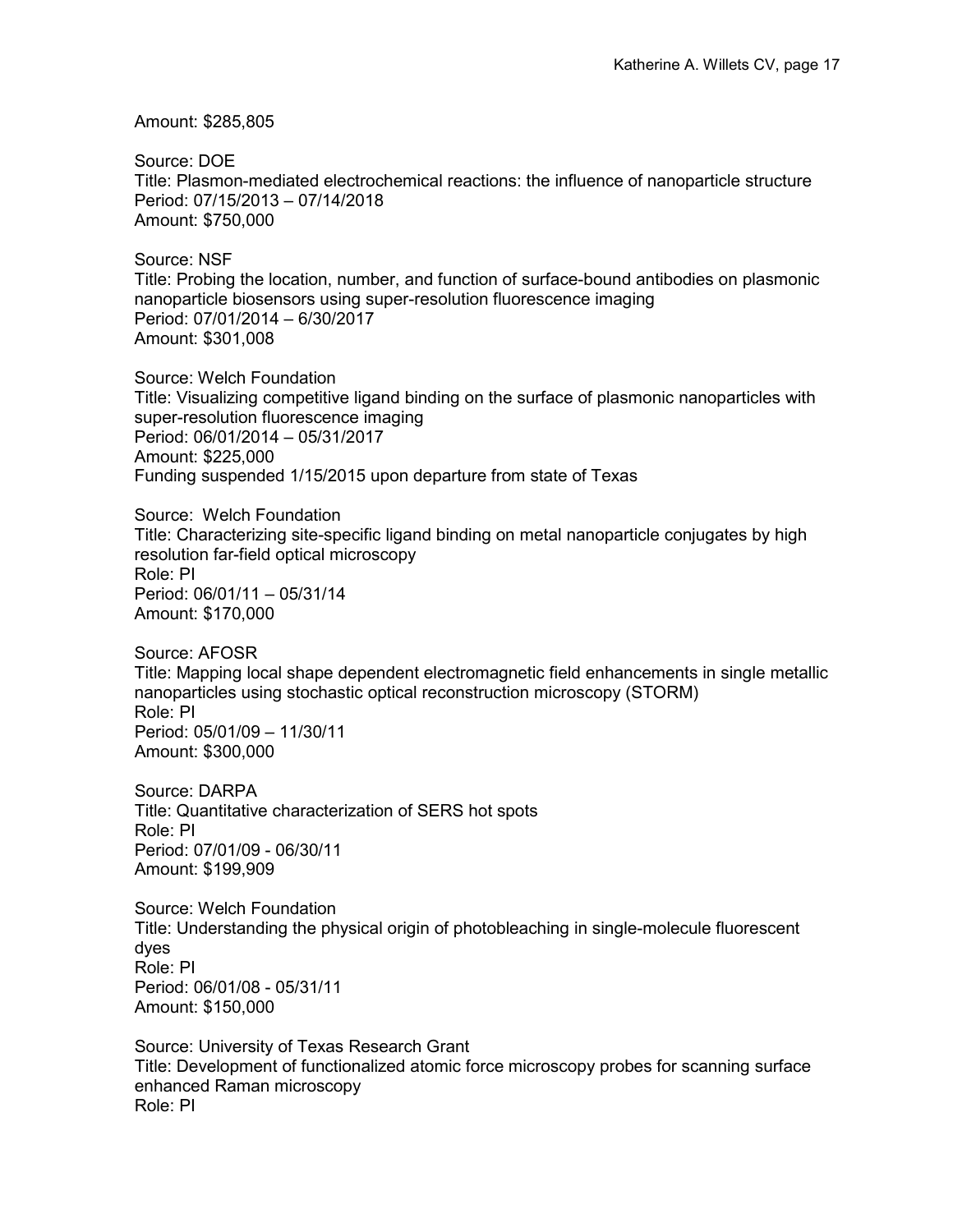Amount: $285,805

Source: DOE
Title: Plasmon-mediated electrochemical reactions: the influence of nanoparticle structure
Period: 07/15/2013 – 07/14/2018
Amount: $750,000

Source: NSF
Title: Probing the location, number, and function of surface-bound antibodies on plasmonic nanoparticle biosensors using super-resolution fluorescence imaging
Period: 07/01/2014 – 6/30/2017
Amount: $301,008

Source: Welch Foundation
Title: Visualizing competitive ligand binding on the surface of plasmonic nanoparticles with super-resolution fluorescence imaging
Period: 06/01/2014 – 05/31/2017
Amount: $225,000
Funding suspended 1/15/2015 upon departure from state of Texas

Source: Welch Foundation
Title: Characterizing site-specific ligand binding on metal nanoparticle conjugates by high resolution far-field optical microscopy
Role: PI
Period: 06/01/11 – 05/31/14
Amount: $170,000

Source: AFOSR
Title: Mapping local shape dependent electromagnetic field enhancements in single metallic nanoparticles using stochastic optical reconstruction microscopy (STORM)
Role: PI
Period: 05/01/09 – 11/30/11
Amount: $300,000

Source: DARPA
Title: Quantitative characterization of SERS hot spots
Role: PI
Period: 07/01/09 - 06/30/11
Amount: $199,909

Source: Welch Foundation
Title: Understanding the physical origin of photobleaching in single-molecule fluorescent dyes
Role: PI
Period: 06/01/08 - 05/31/11
Amount: $150,000

Source: University of Texas Research Grant
Title: Development of functionalized atomic force microscopy probes for scanning surface enhanced Raman microscopy
Role: PI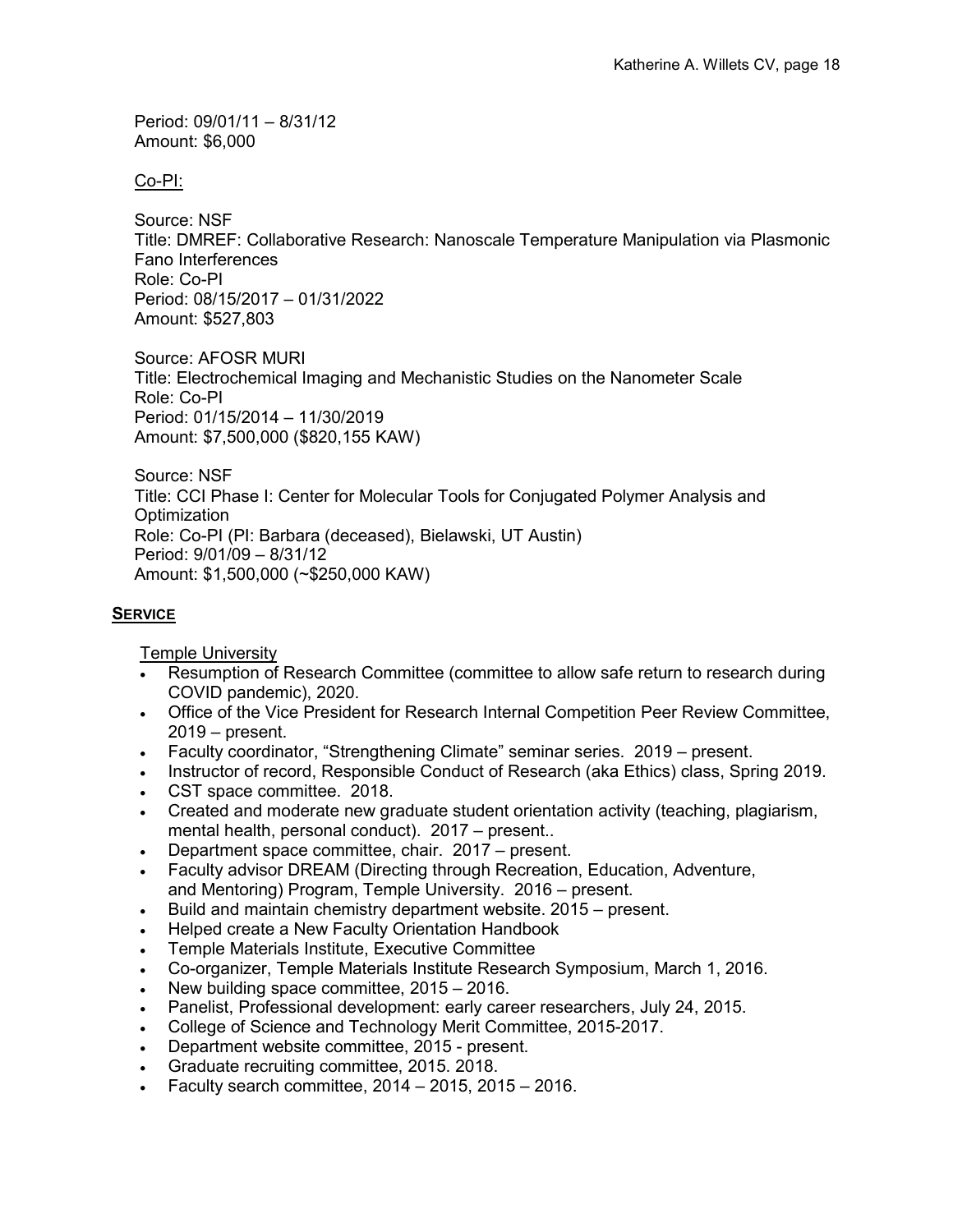Period: 09/01/11 – 8/31/12
Amount: $6,000

Co-PI:

Source: NSF
Title: DMREF: Collaborative Research: Nanoscale Temperature Manipulation via Plasmonic Fano Interferences
Role: Co-PI
Period: 08/15/2017 – 01/31/2022
Amount: $527,803

Source: AFOSR MURI
Title: Electrochemical Imaging and Mechanistic Studies on the Nanometer Scale
Role: Co-PI
Period: 01/15/2014 – 11/30/2019
Amount: $7,500,000 ($820,155 KAW)

Source: NSF
Title: CCI Phase I: Center for Molecular Tools for Conjugated Polymer Analysis and Optimization
Role: Co-PI (PI: Barbara (deceased), Bielawski, UT Austin)
Period: 9/01/09 – 8/31/12
Amount: $1,500,000 (~$250,000 KAW)

## SERVICE

Temple University

- Resumption of Research Committee (committee to allow safe return to research during COVID pandemic), 2020.
- Office of the Vice President for Research Internal Competition Peer Review Committee, 2019 – present.
- Faculty coordinator, "Strengthening Climate" seminar series. 2019 – present.
- Instructor of record, Responsible Conduct of Research (aka Ethics) class, Spring 2019.
- CST space committee. 2018.
- Created and moderate new graduate student orientation activity (teaching, plagiarism, mental health, personal conduct). 2017 – present..
- Department space committee, chair. 2017 – present.
- Faculty advisor DREAM (Directing through Recreation, Education, Adventure, and Mentoring) Program, Temple University. 2016 – present.
- Build and maintain chemistry department website. 2015 – present.
- Helped create a New Faculty Orientation Handbook
- Temple Materials Institute, Executive Committee
- Co-organizer, Temple Materials Institute Research Symposium, March 1, 2016.
- New building space committee, 2015 – 2016.
- Panelist, Professional development: early career researchers, July 24, 2015.
- College of Science and Technology Merit Committee, 2015-2017.
- Department website committee, 2015 - present.
- Graduate recruiting committee, 2015. 2018.
- Faculty search committee, 2014 – 2015, 2015 – 2016.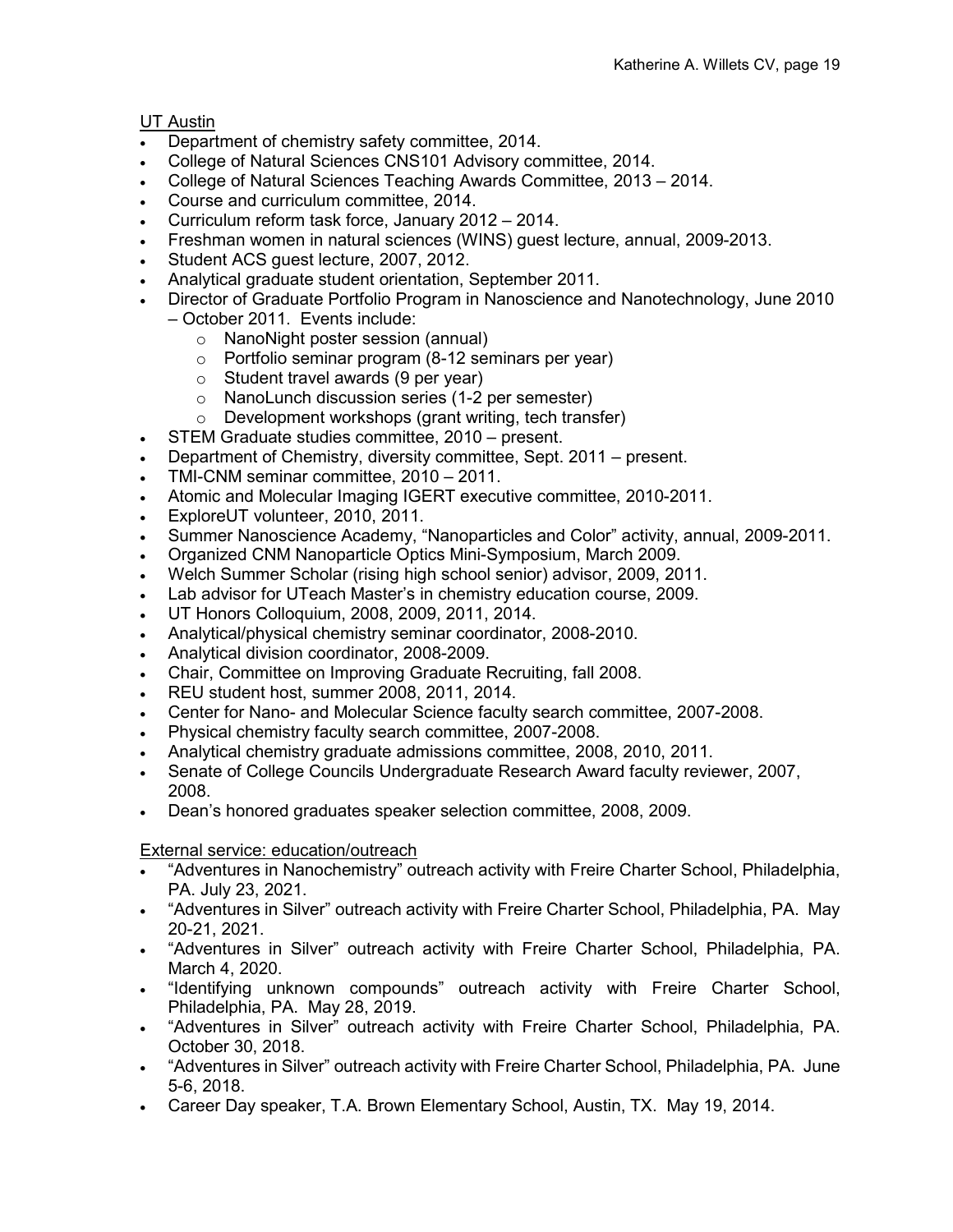UT Austin

- Department of chemistry safety committee, 2014.
- College of Natural Sciences CNS101 Advisory committee, 2014.
- College of Natural Sciences Teaching Awards Committee, 2013 – 2014.
- Course and curriculum committee, 2014.
- Curriculum reform task force, January 2012 – 2014.
- Freshman women in natural sciences (WINS) guest lecture, annual, 2009-2013.
- Student ACS guest lecture, 2007, 2012.
- Analytical graduate student orientation, September 2011.
- Director of Graduate Portfolio Program in Nanoscience and Nanotechnology, June 2010 – October 2011. Events include:
    - NanoNight poster session (annual)
    - Portfolio seminar program (8-12 seminars per year)
    - Student travel awards (9 per year)
    - NanoLunch discussion series (1-2 per semester)
    - Development workshops (grant writing, tech transfer)
- STEM Graduate studies committee, 2010 – present.
- Department of Chemistry, diversity committee, Sept. 2011 – present.
- TMI-CNM seminar committee, 2010 – 2011.
- Atomic and Molecular Imaging IGERT executive committee, 2010-2011.
- ExploreUT volunteer, 2010, 2011.
- Summer Nanoscience Academy, "Nanoparticles and Color" activity, annual, 2009-2011.
- Organized CNM Nanoparticle Optics Mini-Symposium, March 2009.
- Welch Summer Scholar (rising high school senior) advisor, 2009, 2011.
- Lab advisor for UTeach Master's in chemistry education course, 2009.
- UT Honors Colloquium, 2008, 2009, 2011, 2014.
- Analytical/physical chemistry seminar coordinator, 2008-2010.
- Analytical division coordinator, 2008-2009.
- Chair, Committee on Improving Graduate Recruiting, fall 2008.
- REU student host, summer 2008, 2011, 2014.
- Center for Nano- and Molecular Science faculty search committee, 2007-2008.
- Physical chemistry faculty search committee, 2007-2008.
- Analytical chemistry graduate admissions committee, 2008, 2010, 2011.
- Senate of College Councils Undergraduate Research Award faculty reviewer, 2007, 2008.
- Dean's honored graduates speaker selection committee, 2008, 2009.

External service: education/outreach

- "Adventures in Nanochemistry" outreach activity with Freire Charter School, Philadelphia, PA. July 23, 2021.
- "Adventures in Silver" outreach activity with Freire Charter School, Philadelphia, PA. May 20-21, 2021.
- "Adventures in Silver" outreach activity with Freire Charter School, Philadelphia, PA. March 4, 2020.
- "Identifying unknown compounds" outreach activity with Freire Charter School, Philadelphia, PA. May 28, 2019.
- "Adventures in Silver" outreach activity with Freire Charter School, Philadelphia, PA. October 30, 2018.
- "Adventures in Silver" outreach activity with Freire Charter School, Philadelphia, PA. June 5-6, 2018.
- Career Day speaker, T.A. Brown Elementary School, Austin, TX. May 19, 2014.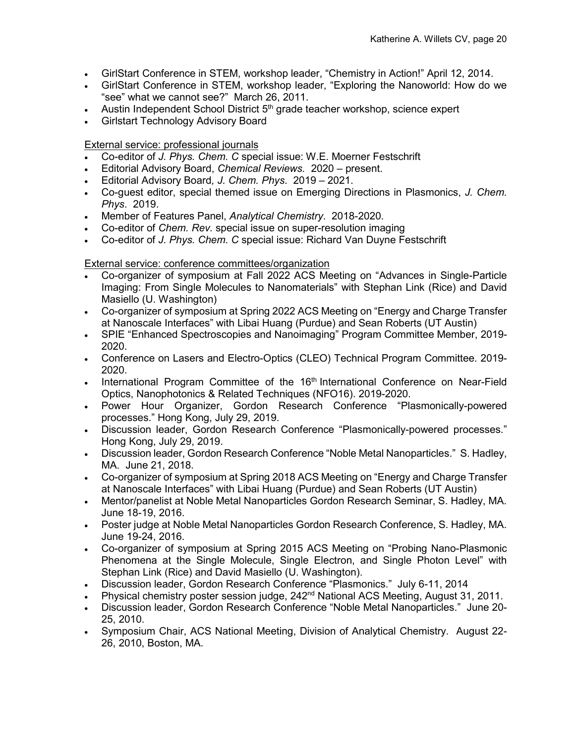- GirlStart Conference in STEM, workshop leader, “Chemistry in Action!” April 12, 2014.
- GirlStart Conference in STEM, workshop leader, “Exploring the Nanoworld: How do we “see” what we cannot see?” March 26, 2011.
- Austin Independent School District 5th grade teacher workshop, science expert
- Girlstart Technology Advisory Board

External service: professional journals

- Co-editor of *J. Phys. Chem. C* special issue: W.E. Moerner Festschrift
- Editorial Advisory Board, *Chemical Reviews*. 2020 – present.
- Editorial Advisory Board*, J. Chem. Phys*. 2019 – 2021.
- Co-guest editor, special themed issue on Emerging Directions in Plasmonics, *J. Chem. Phys*. 2019.
- Member of Features Panel, *Analytical Chemistry*. 2018-2020.
- Co-editor of *Chem. Rev.* special issue on super-resolution imaging
- Co-editor of *J. Phys. Chem. C* special issue: Richard Van Duyne Festschrift

External service: conference committees/organization

- Co-organizer of symposium at Fall 2022 ACS Meeting on “Advances in Single-Particle Imaging: From Single Molecules to Nanomaterials” with Stephan Link (Rice) and David Masiello (U. Washington)
- Co-organizer of symposium at Spring 2022 ACS Meeting on “Energy and Charge Transfer at Nanoscale Interfaces” with Libai Huang (Purdue) and Sean Roberts (UT Austin)
- SPIE “Enhanced Spectroscopies and Nanoimaging” Program Committee Member, 2019-2020.
- Conference on Lasers and Electro-Optics (CLEO) Technical Program Committee. 2019-2020.
- International Program Committee of the 16th International Conference on Near-Field Optics, Nanophotonics & Related Techniques (NFO16). 2019-2020.
- Power Hour Organizer, Gordon Research Conference “Plasmonically-powered processes.” Hong Kong, July 29, 2019.
- Discussion leader, Gordon Research Conference “Plasmonically-powered processes.” Hong Kong, July 29, 2019.
- Discussion leader, Gordon Research Conference “Noble Metal Nanoparticles.” S. Hadley, MA. June 21, 2018.
- Co-organizer of symposium at Spring 2018 ACS Meeting on “Energy and Charge Transfer at Nanoscale Interfaces” with Libai Huang (Purdue) and Sean Roberts (UT Austin)
- Mentor/panelist at Noble Metal Nanoparticles Gordon Research Seminar, S. Hadley, MA. June 18-19, 2016.
- Poster judge at Noble Metal Nanoparticles Gordon Research Conference, S. Hadley, MA. June 19-24, 2016.
- Co-organizer of symposium at Spring 2015 ACS Meeting on “Probing Nano-Plasmonic Phenomena at the Single Molecule, Single Electron, and Single Photon Level” with Stephan Link (Rice) and David Masiello (U. Washington).
- Discussion leader, Gordon Research Conference “Plasmonics.” July 6-11, 2014
- Physical chemistry poster session judge, 242nd National ACS Meeting, August 31, 2011.
- Discussion leader, Gordon Research Conference “Noble Metal Nanoparticles.” June 20-25, 2010.
- Symposium Chair, ACS National Meeting, Division of Analytical Chemistry. August 22-26, 2010, Boston, MA.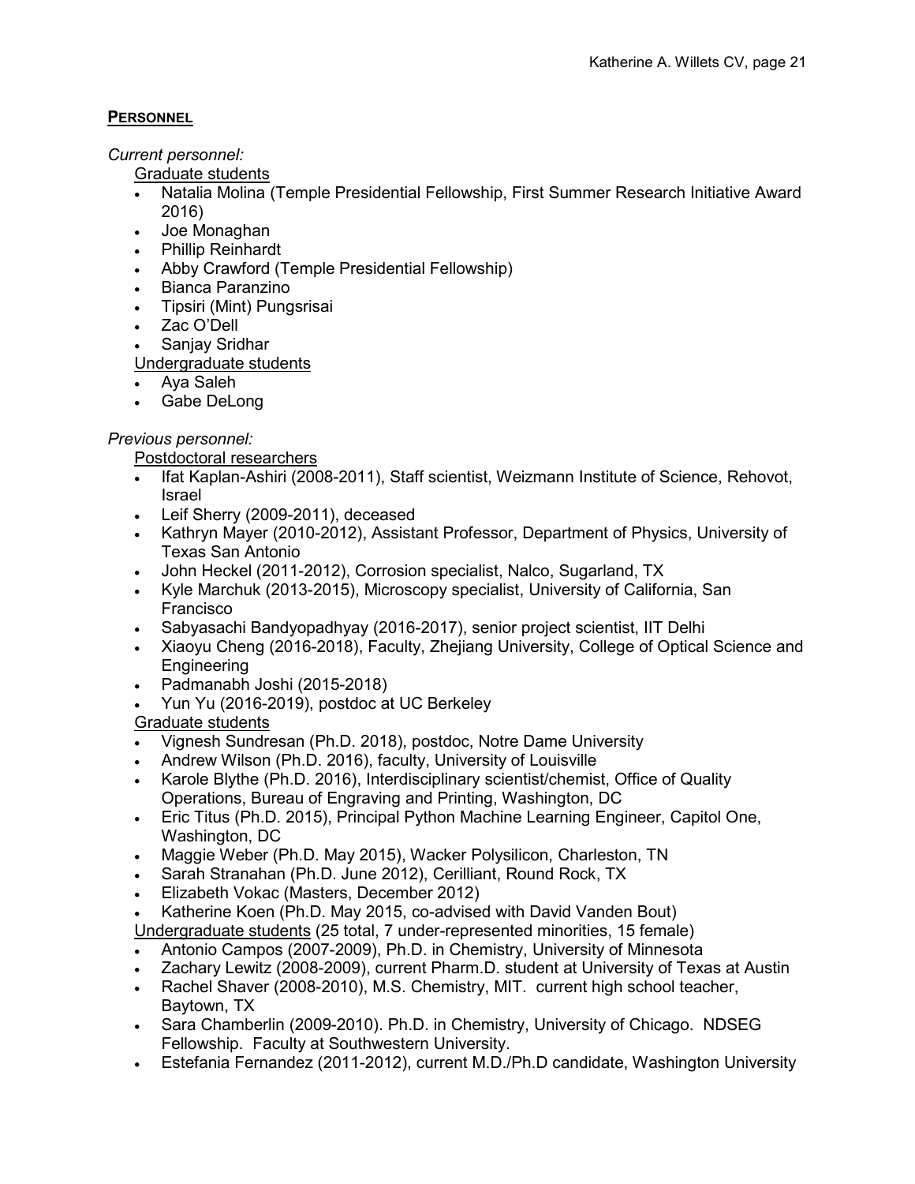## **PERSONNEL**

*Current personnel:*

Graduate students

- Natalia Molina (Temple Presidential Fellowship, First Summer Research Initiative Award 2016)
- Joe Monaghan
- Phillip Reinhardt
- Abby Crawford (Temple Presidential Fellowship)
- Bianca Paranzino
- Tipsiri (Mint) Pungsrisai
- Zac O'Dell
- Sanjay Sridhar

Undergraduate students

- Aya Saleh
- Gabe DeLong

*Previous personnel:*

Postdoctoral researchers

- Ifat Kaplan-Ashiri (2008-2011), Staff scientist, Weizmann Institute of Science, Rehovot, Israel
- Leif Sherry (2009-2011), deceased
- Kathryn Mayer (2010-2012), Assistant Professor, Department of Physics, University of Texas San Antonio
- John Heckel (2011-2012), Corrosion specialist, Nalco, Sugarland, TX
- Kyle Marchuk (2013-2015), Microscopy specialist, University of California, San Francisco
- Sabyasachi Bandyopadhyay (2016-2017), senior project scientist, IIT Delhi
- Xiaoyu Cheng (2016-2018), Faculty, Zhejiang University, College of Optical Science and Engineering
- Padmanabh Joshi (2015-2018)
- Yun Yu (2016-2019), postdoc at UC Berkeley

Graduate students

- Vignesh Sundresan (Ph.D. 2018), postdoc, Notre Dame University
- Andrew Wilson (Ph.D. 2016), faculty, University of Louisville
- Karole Blythe (Ph.D. 2016), Interdisciplinary scientist/chemist, Office of Quality Operations, Bureau of Engraving and Printing, Washington, DC
- Eric Titus (Ph.D. 2015), Principal Python Machine Learning Engineer, Capitol One, Washington, DC
- Maggie Weber (Ph.D. May 2015), Wacker Polysilicon, Charleston, TN
- Sarah Stranahan (Ph.D. June 2012), Cerilliant, Round Rock, TX
- Elizabeth Vokac (Masters, December 2012)
- Katherine Koen (Ph.D. May 2015, co-advised with David Vanden Bout)

Undergraduate students (25 total, 7 under-represented minorities, 15 female)

- Antonio Campos (2007-2009), Ph.D. in Chemistry, University of Minnesota
- Zachary Lewitz (2008-2009), current Pharm.D. student at University of Texas at Austin
- Rachel Shaver (2008-2010), M.S. Chemistry, MIT. current high school teacher, Baytown, TX
- Sara Chamberlin (2009-2010). Ph.D. in Chemistry, University of Chicago. NDSEG Fellowship. Faculty at Southwestern University.
- Estefania Fernandez (2011-2012), current M.D./Ph.D candidate, Washington University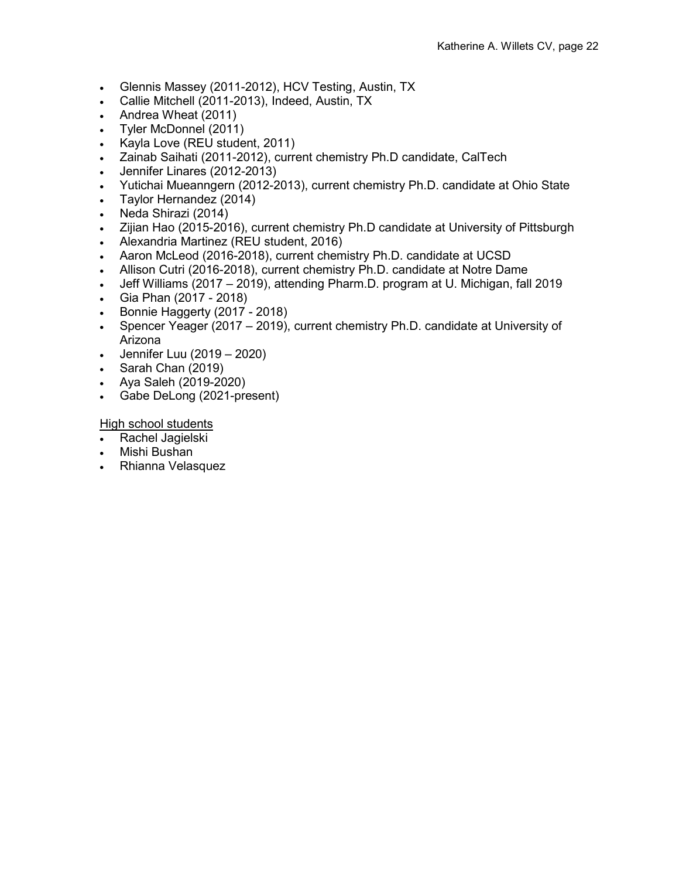- Glennis Massey (2011-2012), HCV Testing, Austin, TX
- Callie Mitchell (2011-2013), Indeed, Austin, TX
- Andrea Wheat (2011)
- Tyler McDonnel (2011)
- Kayla Love (REU student, 2011)
- Zainab Saihati (2011-2012), current chemistry Ph.D candidate, CalTech
- Jennifer Linares (2012-2013)
- Yutichai Mueanngern (2012-2013), current chemistry Ph.D. candidate at Ohio State
- Taylor Hernandez (2014)
- Neda Shirazi (2014)
- Zijian Hao (2015-2016), current chemistry Ph.D candidate at University of Pittsburgh
- Alexandria Martinez (REU student, 2016)
- Aaron McLeod (2016-2018), current chemistry Ph.D. candidate at UCSD
- Allison Cutri (2016-2018), current chemistry Ph.D. candidate at Notre Dame
- Jeff Williams (2017 – 2019), attending Pharm.D. program at U. Michigan, fall 2019
- Gia Phan (2017 - 2018)
- Bonnie Haggerty (2017 - 2018)
- Spencer Yeager (2017 – 2019), current chemistry Ph.D. candidate at University of Arizona
- Jennifer Luu (2019 – 2020)
- Sarah Chan (2019)
- Aya Saleh (2019-2020)
- Gabe DeLong (2021-present)

<u>High school students</u>

- Rachel Jagielski
- Mishi Bushan
- Rhianna Velasquez